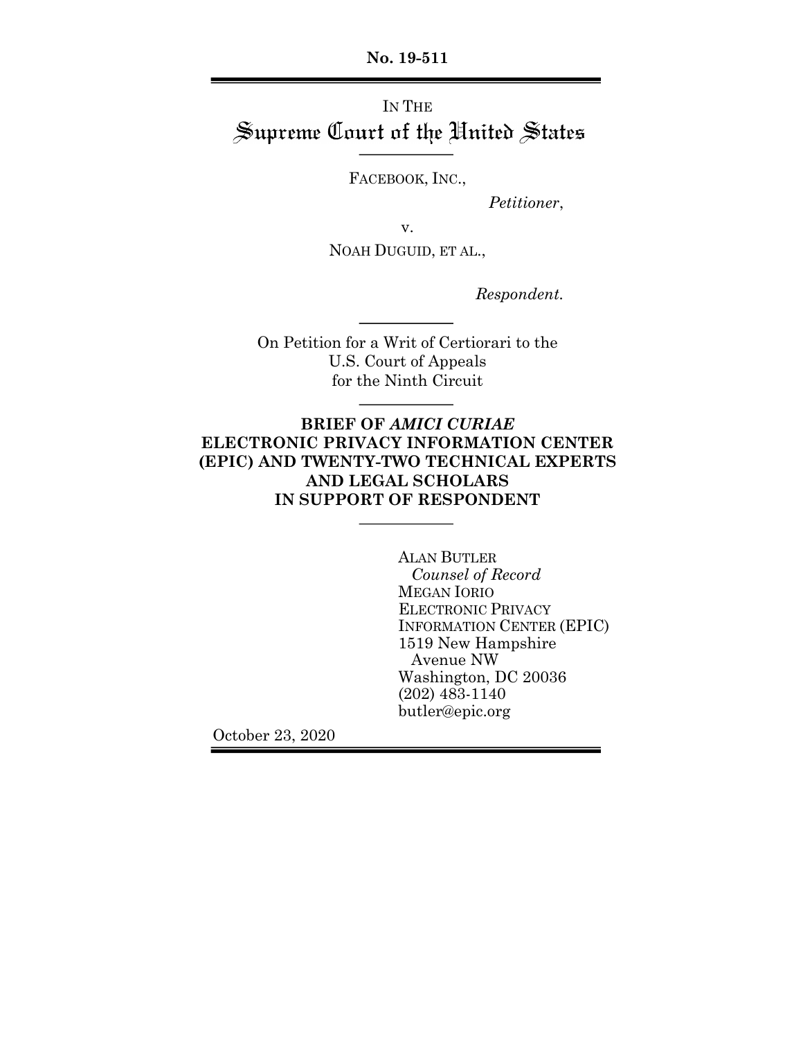No. 19-511

---

IN THE
# Supreme Court of the United States

---

FACEBOOK, INC.,

*Petitioner*,

v.

NOAH DUGUID, ET AL.,

*Respondent.*

---

On Petition for a Writ of Certiorari to the
U.S. Court of Appeals
for the Ninth Circuit

---

**BRIEF OF *AMICI CURIAE* ELECTRONIC PRIVACY INFORMATION CENTER (EPIC) AND TWENTY-TWO TECHNICAL EXPERTS AND LEGAL SCHOLARS IN SUPPORT OF RESPONDENT**

---

ALAN BUTLER
*Counsel of Record*
MEGAN IORIO
ELECTRONIC PRIVACY
INFORMATION CENTER (EPIC)
1519 New Hampshire
Avenue NW
Washington, DC 20036
(202) 483-1140
butler@epic.org

October 23, 2020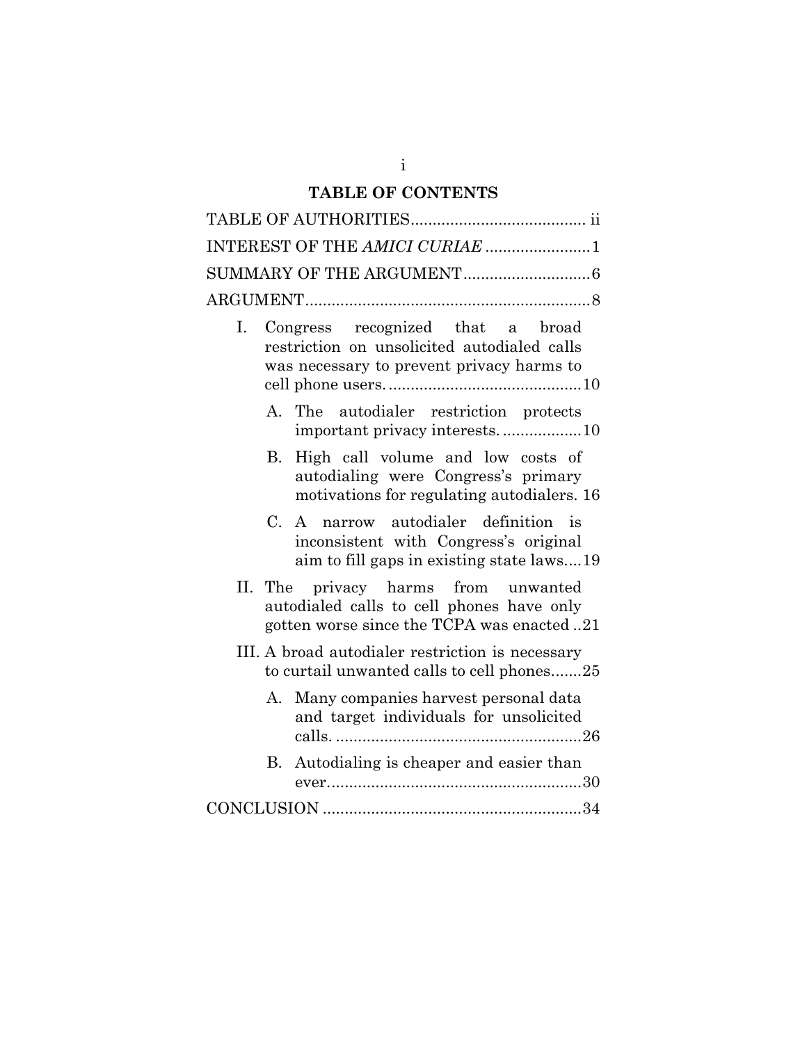# TABLE OF CONTENTS

TABLE OF AUTHORITIES........................................ ii

INTEREST OF THE *AMICI CURIAE* ........................1

SUMMARY OF THE ARGUMENT.............................6

ARGUMENT.................................................................8

I. Congress recognized that a broad restriction on unsolicited autodialed calls was necessary to prevent privacy harms to cell phone users. ............................................10

   A. The autodialer restriction protects important privacy interests. ..................10

   B. High call volume and low costs of autodialing were Congress's primary motivations for regulating autodialers. 16

   C. A narrow autodialer definition is inconsistent with Congress's original aim to fill gaps in existing state laws....19

II. The privacy harms from unwanted autodialed calls to cell phones have only gotten worse since the TCPA was enacted ..21

III. A broad autodialer restriction is necessary to curtail unwanted calls to cell phones.......25

   A. Many companies harvest personal data and target individuals for unsolicited calls. ........................................................26

   B. Autodialing is cheaper and easier than ever..........................................................30

CONCLUSION ...........................................................34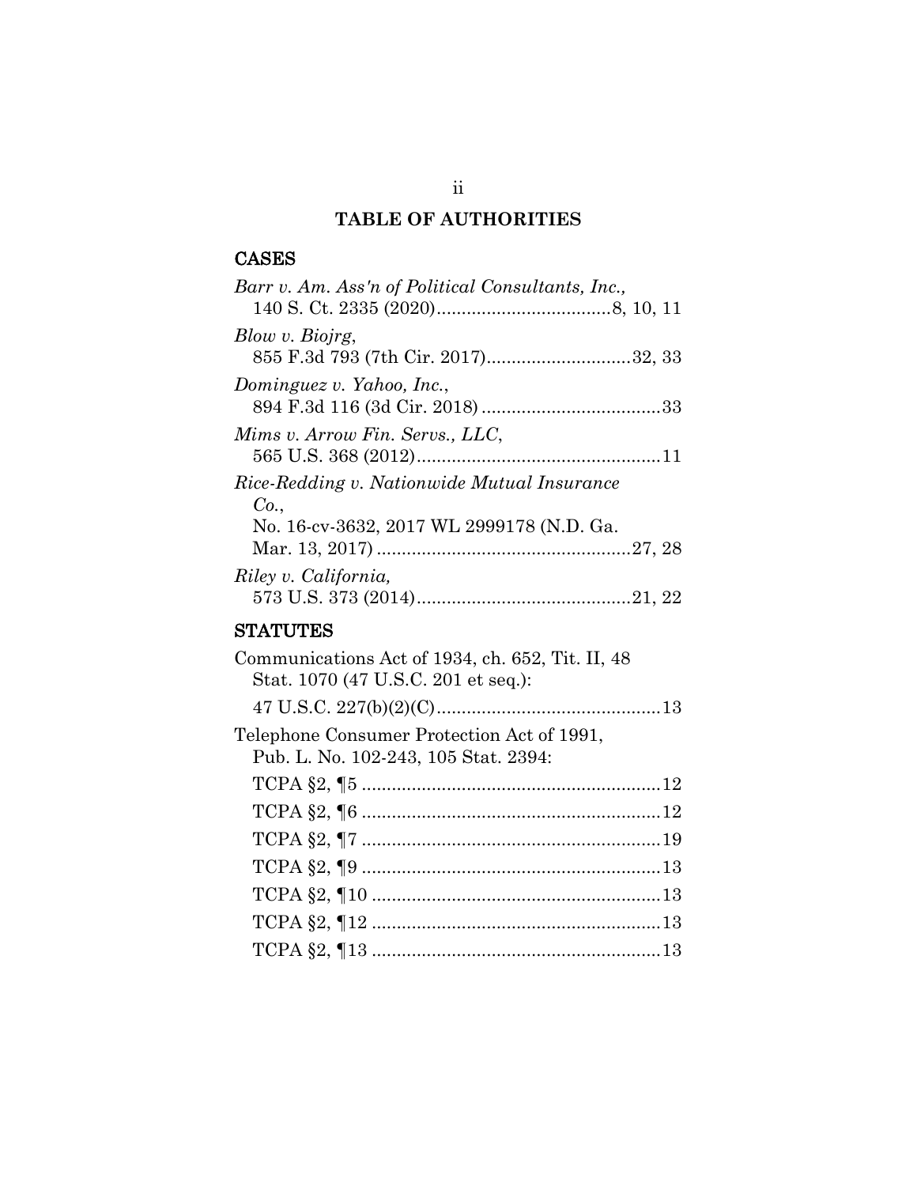# TABLE OF AUTHORITIES

## CASES

*Barr v. Am. Ass'n of Political Consultants, Inc.*, 140 S. Ct. 2335 (2020)....................................8, 10, 11

*Blow v. Biojrg*, 855 F.3d 793 (7th Cir. 2017)............................32, 33

*Dominguez v. Yahoo, Inc.*, 894 F.3d 116 (3d Cir. 2018)....................................33

*Mims v. Arrow Fin. Servs., LLC*, 565 U.S. 368 (2012)................................................11

*Rice-Redding v. Nationwide Mutual Insurance Co.*, No. 16-cv-3632, 2017 WL 2999178 (N.D. Ga. Mar. 13, 2017)..................................................27, 28

*Riley v. California*, 573 U.S. 373 (2014)..........................................21, 22

## STATUTES

Communications Act of 1934, ch. 652, Tit. II, 48 Stat. 1070 (47 U.S.C. 201 et seq.):

- 47 U.S.C. 227(b)(2)(C)............................................13

Telephone Consumer Protection Act of 1991, Pub. L. No. 102-243, 105 Stat. 2394:

- TCPA §2, ¶5...........................................................12
- TCPA §2, ¶6...........................................................12
- TCPA §2, ¶7...........................................................19
- TCPA §2, ¶9...........................................................13
- TCPA §2, ¶10.........................................................13
- TCPA §2, ¶12.........................................................13
- TCPA §2, ¶13.........................................................13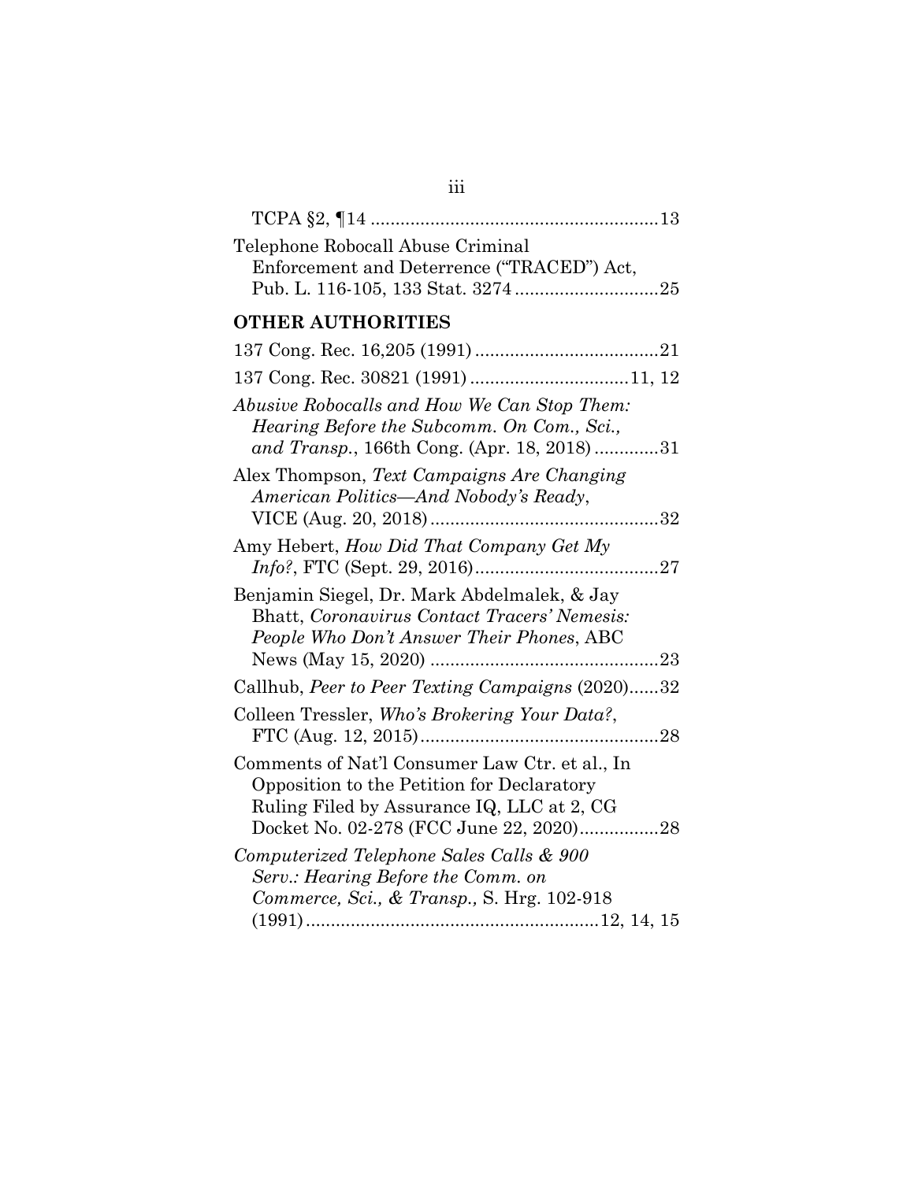TCPA §2, ¶14 ..........................................................13

Telephone Robocall Abuse Criminal Enforcement and Deterrence ("TRACED") Act, Pub. L. 116-105, 133 Stat. 3274 ............................25

## OTHER AUTHORITIES

137 Cong. Rec. 16,205 (1991) .....................................21

137 Cong. Rec. 30821 (1991) ................................11, 12

*Abusive Robocalls and How We Can Stop Them: Hearing Before the Subcomm. On Com., Sci., and Transp.*, 166th Cong. (Apr. 18, 2018) .............31

Alex Thompson, *Text Campaigns Are Changing American Politics—And Nobody's Ready*, VICE (Aug. 20, 2018) ..............................................32

Amy Hebert, *How Did That Company Get My Info?*, FTC (Sept. 29, 2016).....................................27

Benjamin Siegel, Dr. Mark Abdelmalek, & Jay Bhatt, *Coronavirus Contact Tracers' Nemesis: People Who Don't Answer Their Phones*, ABC News (May 15, 2020) ..............................................23

Callhub, *Peer to Peer Texting Campaigns* (2020)......32

Colleen Tressler, *Who's Brokering Your Data?*, FTC (Aug. 12, 2015)................................................28

Comments of Nat'l Consumer Law Ctr. et al., In Opposition to the Petition for Declaratory Ruling Filed by Assurance IQ, LLC at 2, CG Docket No. 02-278 (FCC June 22, 2020)................28

*Computerized Telephone Sales Calls & 900 Serv.: Hearing Before the Comm. on Commerce, Sci., & Transp.,* S. Hrg. 102-918 (1991)...........................................................12, 14, 15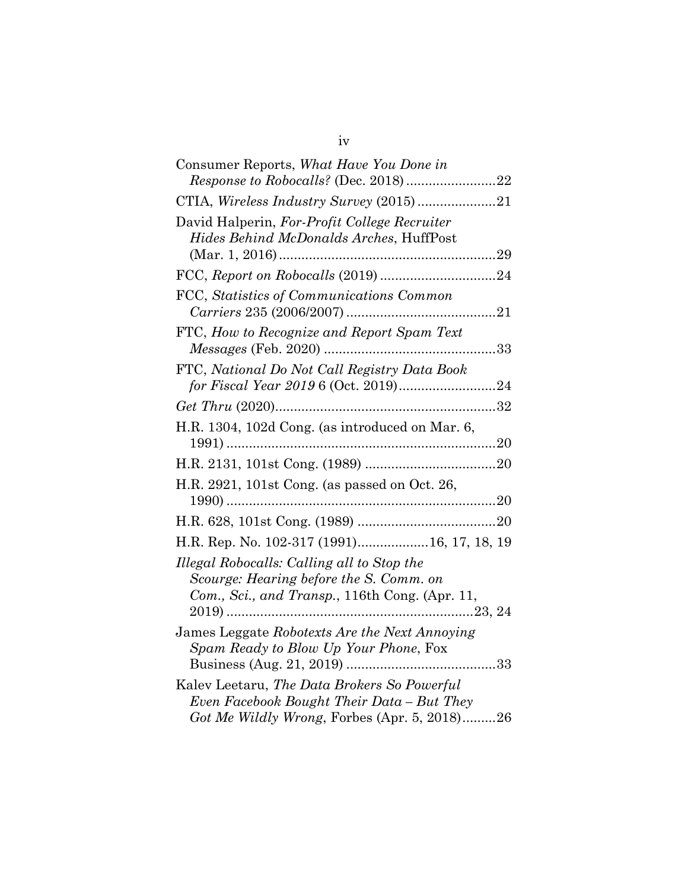Consumer Reports, *What Have You Done in Response to Robocalls?* (Dec. 2018) ........................22

CTIA, *Wireless Industry Survey* (2015) .....................21

David Halperin, *For-Profit College Recruiter Hides Behind McDonalds Arches*, HuffPost (Mar. 1, 2016) ..........................................................29

FCC, *Report on Robocalls* (2019) ...............................24

FCC, *Statistics of Communications Common Carriers* 235 (2006/2007) ........................................21

FTC, *How to Recognize and Report Spam Text Messages* (Feb. 2020) ..............................................33

FTC, *National Do Not Call Registry Data Book for Fiscal Year 2019* 6 (Oct. 2019)..........................24

*Get Thru* (2020)...........................................................32

H.R. 1304, 102d Cong. (as introduced on Mar. 6, 1991) ........................................................................20

H.R. 2131, 101st Cong. (1989) ...................................20

H.R. 2921, 101st Cong. (as passed on Oct. 26, 1990) ........................................................................20

H.R. 628, 101st Cong. (1989) .....................................20

H.R. Rep. No. 102-317 (1991)..................16, 17, 18, 19

*Illegal Robocalls: Calling all to Stop the Scourge: Hearing before the S. Comm. on Com., Sci., and Transp.*, 116th Cong. (Apr. 11, 2019) .................................................................23, 24

James Leggate *Robotexts Are the Next Annoying Spam Ready to Blow Up Your Phone*, Fox Business (Aug. 21, 2019) ........................................33

Kalev Leetaru, *The Data Brokers So Powerful Even Facebook Bought Their Data – But They Got Me Wildly Wrong*, Forbes (Apr. 5, 2018).........26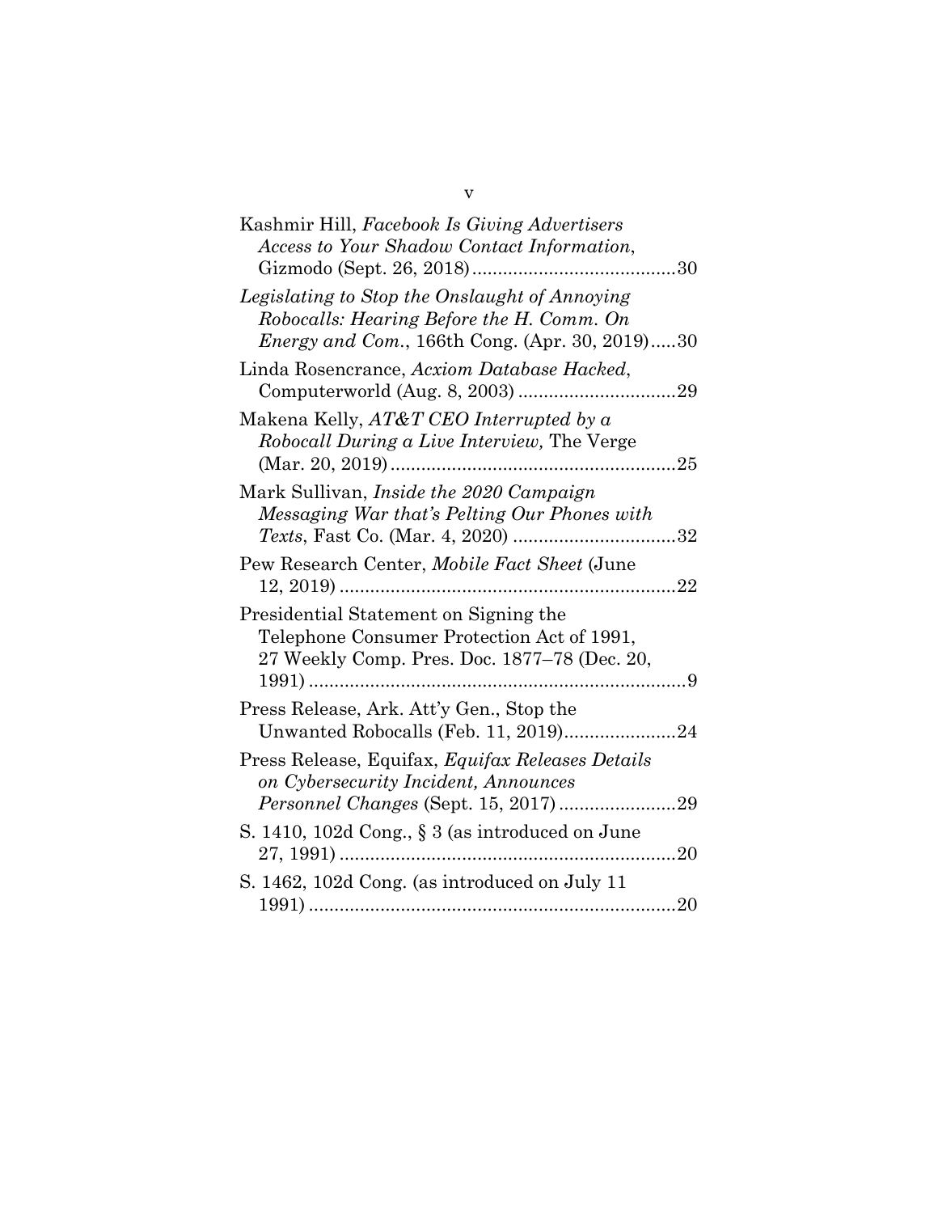Kashmir Hill, *Facebook Is Giving Advertisers Access to Your Shadow Contact Information*, Gizmodo (Sept. 26, 2018) ........................................30

*Legislating to Stop the Onslaught of Annoying Robocalls: Hearing Before the H. Comm. On Energy and Com.*, 166th Cong. (Apr. 30, 2019).....30

Linda Rosencrance, *Acxiom Database Hacked*, Computerworld (Aug. 8, 2003) ...............................29

Makena Kelly, *AT&T CEO Interrupted by a Robocall During a Live Interview,* The Verge (Mar. 20, 2019) ........................................................25

Mark Sullivan, *Inside the 2020 Campaign Messaging War that's Pelting Our Phones with Texts*, Fast Co. (Mar. 4, 2020) ................................32

Pew Research Center, *Mobile Fact Sheet* (June 12, 2019) ..................................................................22

Presidential Statement on Signing the Telephone Consumer Protection Act of 1991, 27 Weekly Comp. Pres. Doc. 1877–78 (Dec. 20, 1991) ..........................................................................9

Press Release, Ark. Att'y Gen., Stop the Unwanted Robocalls (Feb. 11, 2019)......................24

Press Release, Equifax, *Equifax Releases Details on Cybersecurity Incident, Announces Personnel Changes* (Sept. 15, 2017) .......................29

S. 1410, 102d Cong., § 3 (as introduced on June 27, 1991) ..................................................................20

S. 1462, 102d Cong. (as introduced on July 11 1991) ........................................................................20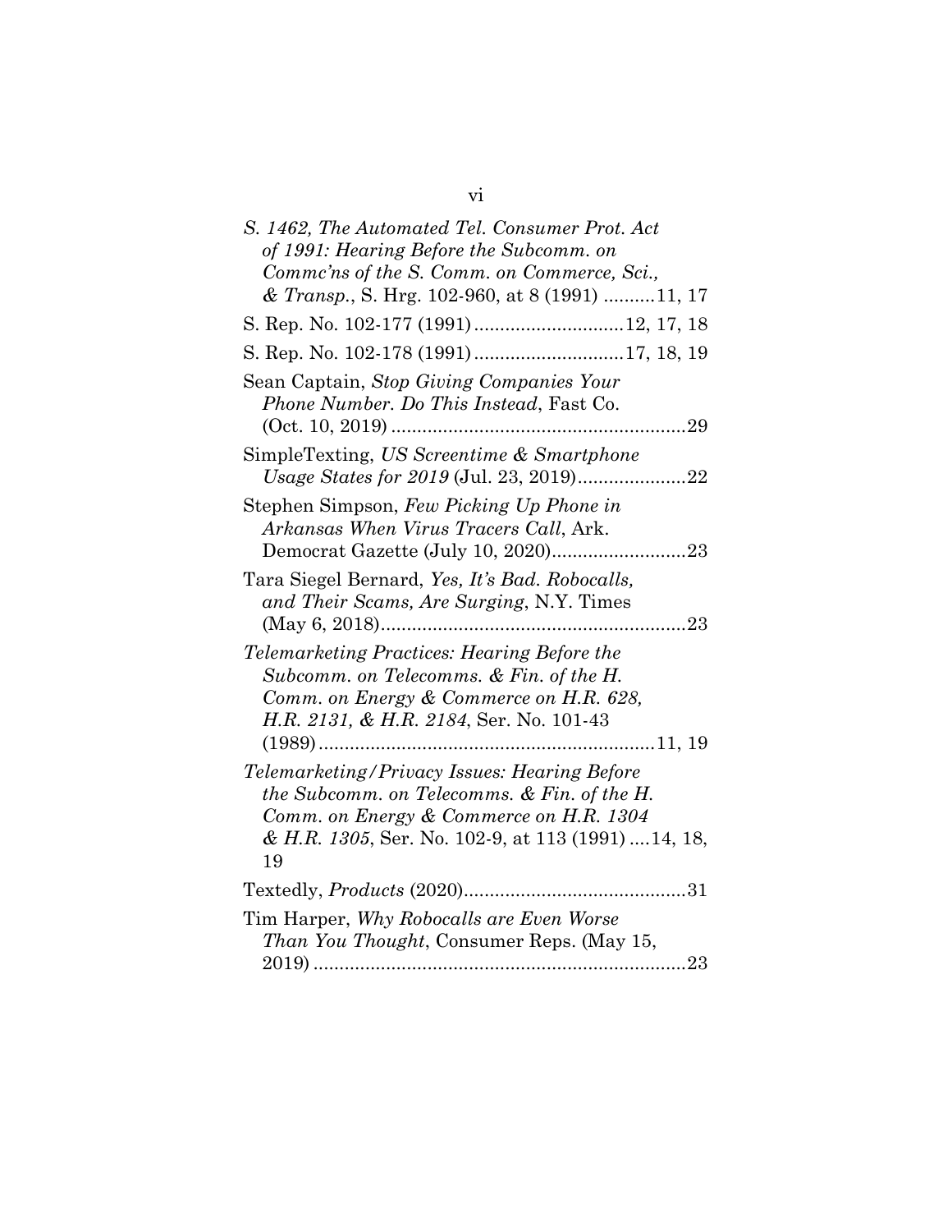*S. 1462, The Automated Tel. Consumer Prot. Act of 1991: Hearing Before the Subcomm. on Commc'ns of the S. Comm. on Commerce, Sci., & Transp.*, S. Hrg. 102-960, at 8 (1991) ..........11, 17

S. Rep. No. 102-177 (1991) ............................12, 17, 18

S. Rep. No. 102-178 (1991) ............................17, 18, 19

Sean Captain, *Stop Giving Companies Your Phone Number. Do This Instead*, Fast Co. (Oct. 10, 2019) .........................................................29

SimpleTexting, *US Screentime & Smartphone Usage States for 2019* (Jul. 23, 2019).....................22

Stephen Simpson, *Few Picking Up Phone in Arkansas When Virus Tracers Call*, Ark. Democrat Gazette (July 10, 2020)..........................23

Tara Siegel Bernard, *Yes, It's Bad. Robocalls, and Their Scams, Are Surging*, N.Y. Times (May 6, 2018)...........................................................23

*Telemarketing Practices: Hearing Before the Subcomm. on Telecomms. & Fin. of the H. Comm. on Energy & Commerce on H.R. 628, H.R. 2131, & H.R. 2184*, Ser. No. 101-43 (1989) .................................................................11, 19

*Telemarketing/Privacy Issues: Hearing Before the Subcomm. on Telecomms. & Fin. of the H. Comm. on Energy & Commerce on H.R. 1304 & H.R. 1305*, Ser. No. 102-9, at 113 (1991) ....14, 18, 19

Textedly, *Products* (2020)...........................................31

Tim Harper, *Why Robocalls are Even Worse Than You Thought*, Consumer Reps. (May 15, 2019) ........................................................................23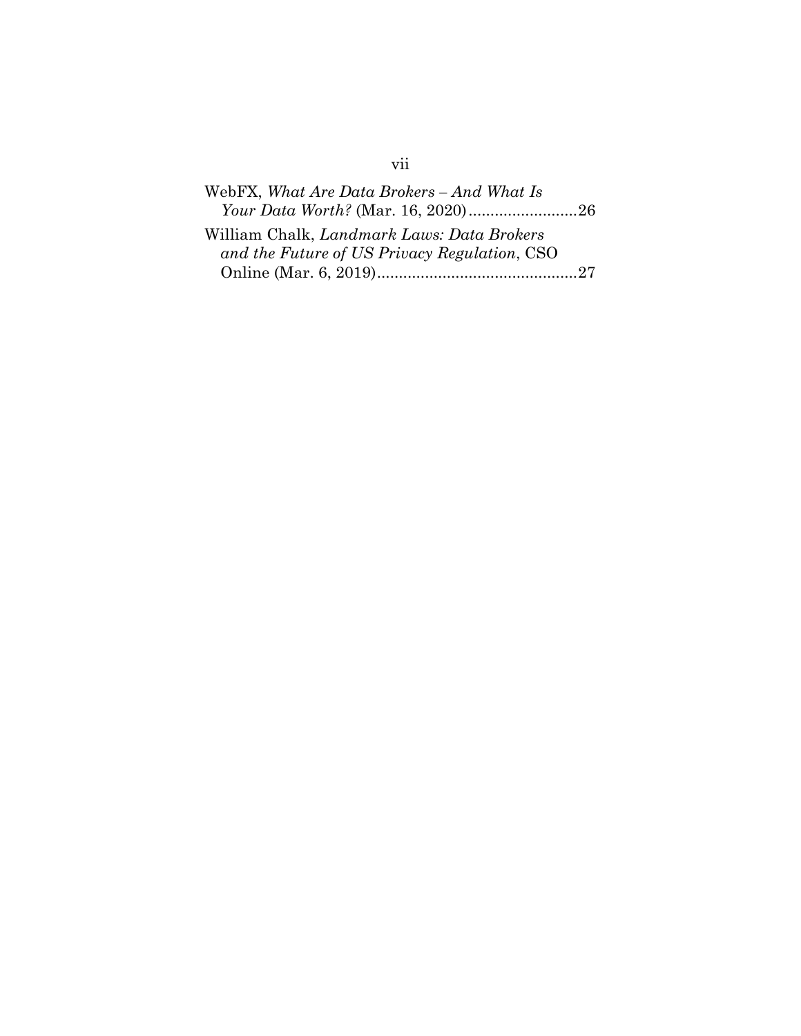WebFX, *What Are Data Brokers – And What Is Your Data Worth?* (Mar. 16, 2020).........................26

William Chalk, *Landmark Laws: Data Brokers and the Future of US Privacy Regulation*, CSO Online (Mar. 6, 2019)..............................................27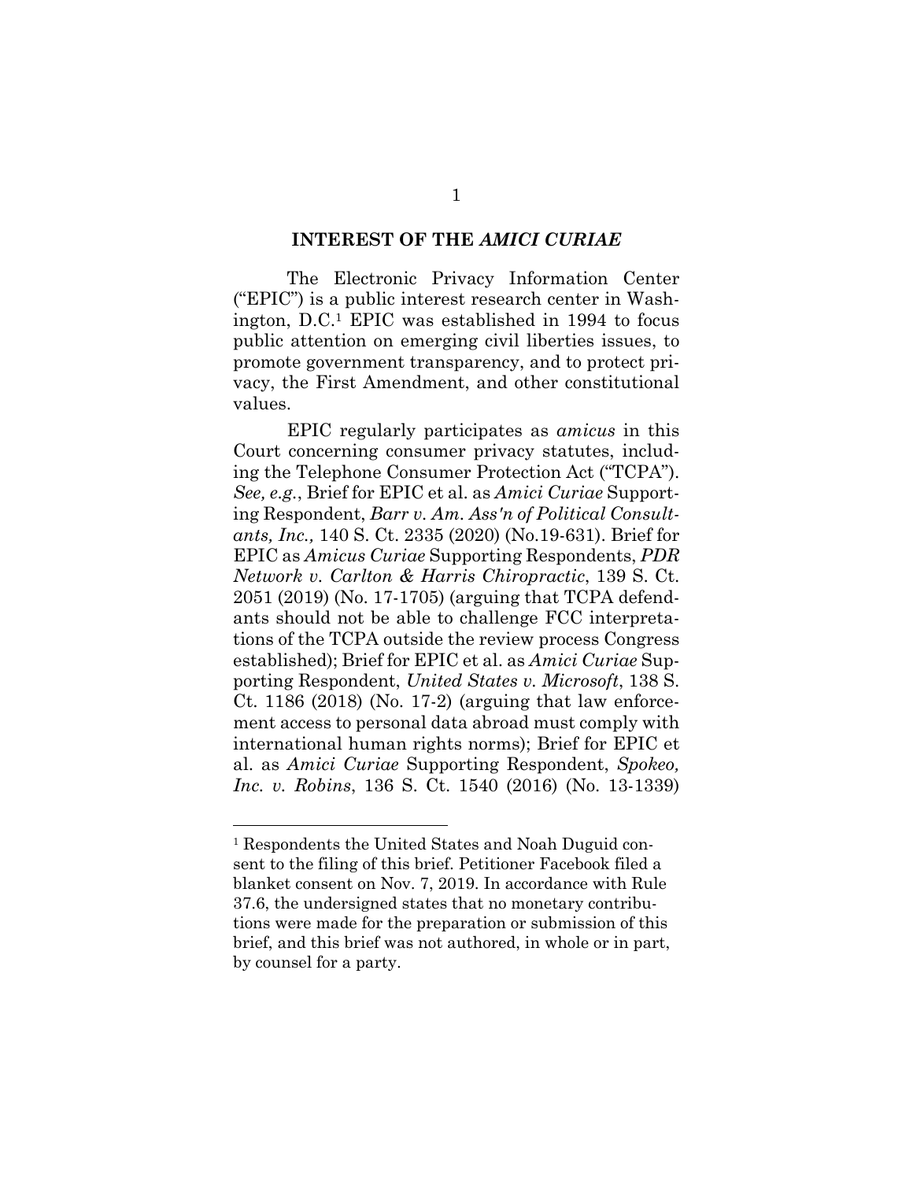## INTEREST OF THE *AMICI CURIAE*

The Electronic Privacy Information Center ("EPIC") is a public interest research center in Washington, D.C.[1] EPIC was established in 1994 to focus public attention on emerging civil liberties issues, to promote government transparency, and to protect privacy, the First Amendment, and other constitutional values.

EPIC regularly participates as *amicus* in this Court concerning consumer privacy statutes, including the Telephone Consumer Protection Act ("TCPA"). *See, e.g.*, Brief for EPIC et al. as *Amici Curiae* Supporting Respondent, *Barr v. Am. Ass'n of Political Consultants, Inc.,* 140 S. Ct. 2335 (2020) (No.19-631). Brief for EPIC as *Amicus Curiae* Supporting Respondents, *PDR Network v. Carlton & Harris Chiropractic*, 139 S. Ct. 2051 (2019) (No. 17-1705) (arguing that TCPA defendants should not be able to challenge FCC interpretations of the TCPA outside the review process Congress established); Brief for EPIC et al. as *Amici Curiae* Supporting Respondent, *United States v. Microsoft*, 138 S. Ct. 1186 (2018) (No. 17-2) (arguing that law enforcement access to personal data abroad must comply with international human rights norms); Brief for EPIC et al. as *Amici Curiae* Supporting Respondent, *Spokeo, Inc. v. Robins*, 136 S. Ct. 1540 (2016) (No. 13-1339)

---

[1] Respondents the United States and Noah Duguid consent to the filing of this brief. Petitioner Facebook filed a blanket consent on Nov. 7, 2019. In accordance with Rule 37.6, the undersigned states that no monetary contributions were made for the preparation or submission of this brief, and this brief was not authored, in whole or in part, by counsel for a party.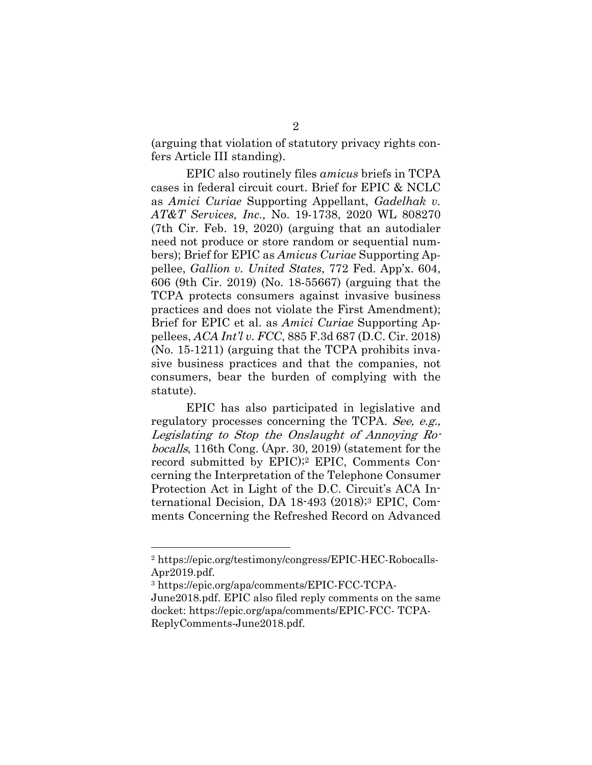(arguing that violation of statutory privacy rights confers Article III standing).

EPIC also routinely files *amicus* briefs in TCPA cases in federal circuit court. Brief for EPIC & NCLC as *Amici Curiae* Supporting Appellant, *Gadelhak v. AT&T Services, Inc.,* No. 19-1738, 2020 WL 808270 (7th Cir. Feb. 19, 2020) (arguing that an autodialer need not produce or store random or sequential numbers); Brief for EPIC as *Amicus Curiae* Supporting Appellee, *Gallion v. United States*, 772 Fed. App'x. 604, 606 (9th Cir. 2019) (No. 18-55667) (arguing that the TCPA protects consumers against invasive business practices and does not violate the First Amendment); Brief for EPIC et al. as *Amici Curiae* Supporting Appellees, *ACA Int'l v. FCC*, 885 F.3d 687 (D.C. Cir. 2018) (No. 15-1211) (arguing that the TCPA prohibits invasive business practices and that the companies, not consumers, bear the burden of complying with the statute).

EPIC has also participated in legislative and regulatory processes concerning the TCPA. *See, e.g., Legislating to Stop the Onslaught of Annoying Robocalls*, 116th Cong. (Apr. 30, 2019) (statement for the record submitted by EPIC);[2] EPIC, Comments Concerning the Interpretation of the Telephone Consumer Protection Act in Light of the D.C. Circuit's ACA International Decision, DA 18-493 (2018);[3] EPIC, Comments Concerning the Refreshed Record on Advanced

---

[2] https://epic.org/testimony/congress/EPIC-HEC-Robocalls-Apr2019.pdf.

[3] https://epic.org/apa/comments/EPIC-FCC-TCPA-June2018.pdf. EPIC also filed reply comments on the same docket: https://epic.org/apa/comments/EPIC-FCC- TCPA-ReplyComments-June2018.pdf.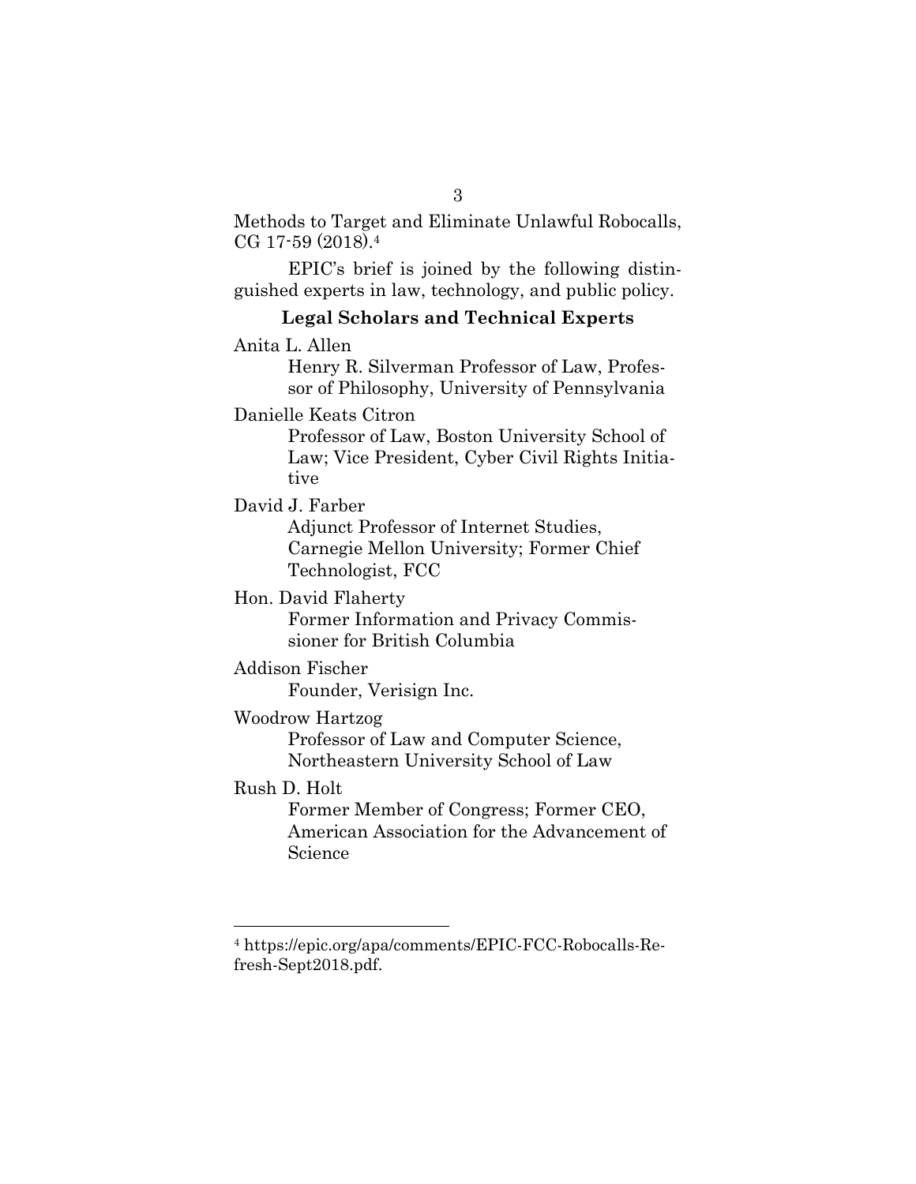Methods to Target and Eliminate Unlawful Robocalls, CG 17-59 (2018).[4]

EPIC's brief is joined by the following distinguished experts in law, technology, and public policy.

### Legal Scholars and Technical Experts

Anita L. Allen
Henry R. Silverman Professor of Law, Professor of Philosophy, University of Pennsylvania

Danielle Keats Citron
Professor of Law, Boston University School of Law; Vice President, Cyber Civil Rights Initiative

David J. Farber
Adjunct Professor of Internet Studies, Carnegie Mellon University; Former Chief Technologist, FCC

Hon. David Flaherty
Former Information and Privacy Commissioner for British Columbia

Addison Fischer
Founder, Verisign Inc.

Woodrow Hartzog
Professor of Law and Computer Science, Northeastern University School of Law

Rush D. Holt
Former Member of Congress; Former CEO, American Association for the Advancement of Science

---

[4] https://epic.org/apa/comments/EPIC-FCC-Robocalls-Refresh-Sept2018.pdf.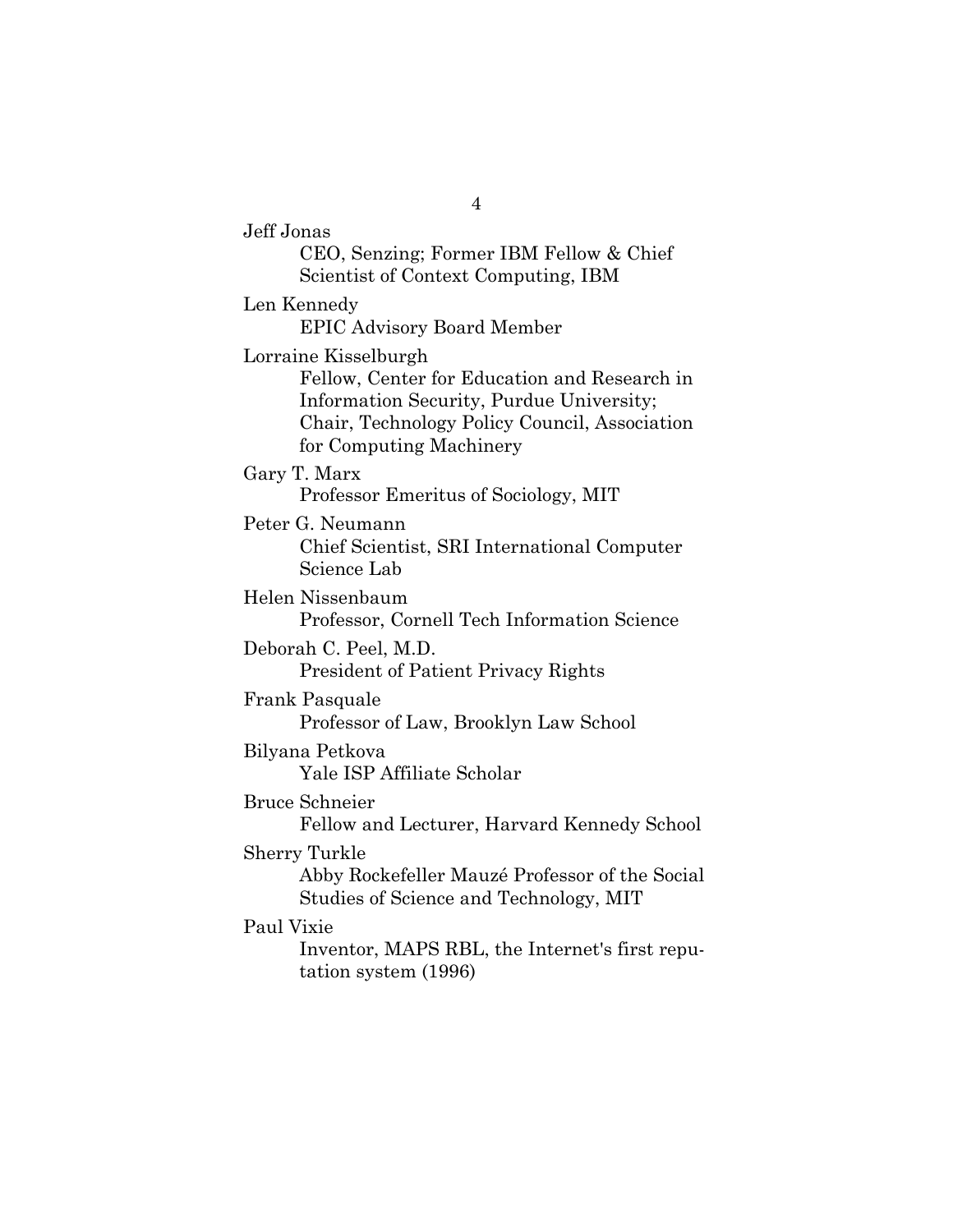Jeff Jonas
CEO, Senzing; Former IBM Fellow & Chief Scientist of Context Computing, IBM

Len Kennedy
EPIC Advisory Board Member

Lorraine Kisselburgh
Fellow, Center for Education and Research in Information Security, Purdue University; Chair, Technology Policy Council, Association for Computing Machinery

Gary T. Marx
Professor Emeritus of Sociology, MIT

Peter G. Neumann
Chief Scientist, SRI International Computer Science Lab

Helen Nissenbaum
Professor, Cornell Tech Information Science

Deborah C. Peel, M.D.
President of Patient Privacy Rights

Frank Pasquale
Professor of Law, Brooklyn Law School

Bilyana Petkova
Yale ISP Affiliate Scholar

Bruce Schneier
Fellow and Lecturer, Harvard Kennedy School

Sherry Turkle
Abby Rockefeller Mauzé Professor of the Social Studies of Science and Technology, MIT

Paul Vixie
Inventor, MAPS RBL, the Internet's first reputation system (1996)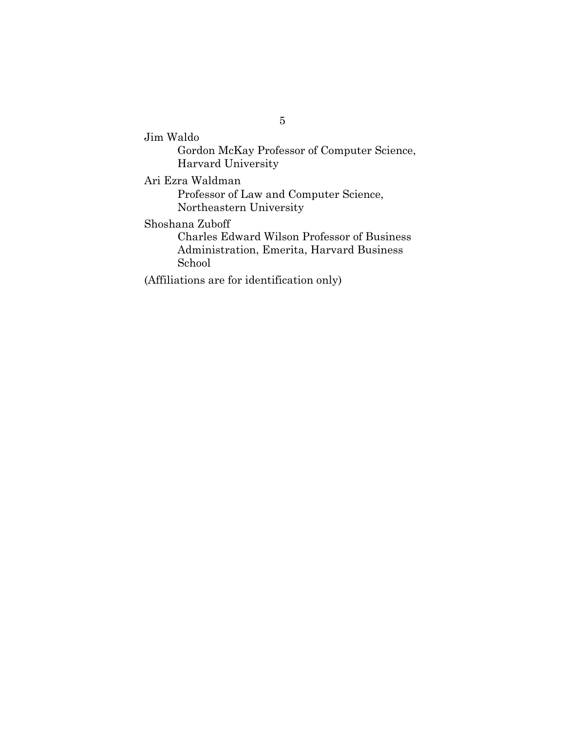Jim Waldo
Gordon McKay Professor of Computer Science, Harvard University

Ari Ezra Waldman
Professor of Law and Computer Science, Northeastern University

Shoshana Zuboff
Charles Edward Wilson Professor of Business Administration, Emerita, Harvard Business School

(Affiliations are for identification only)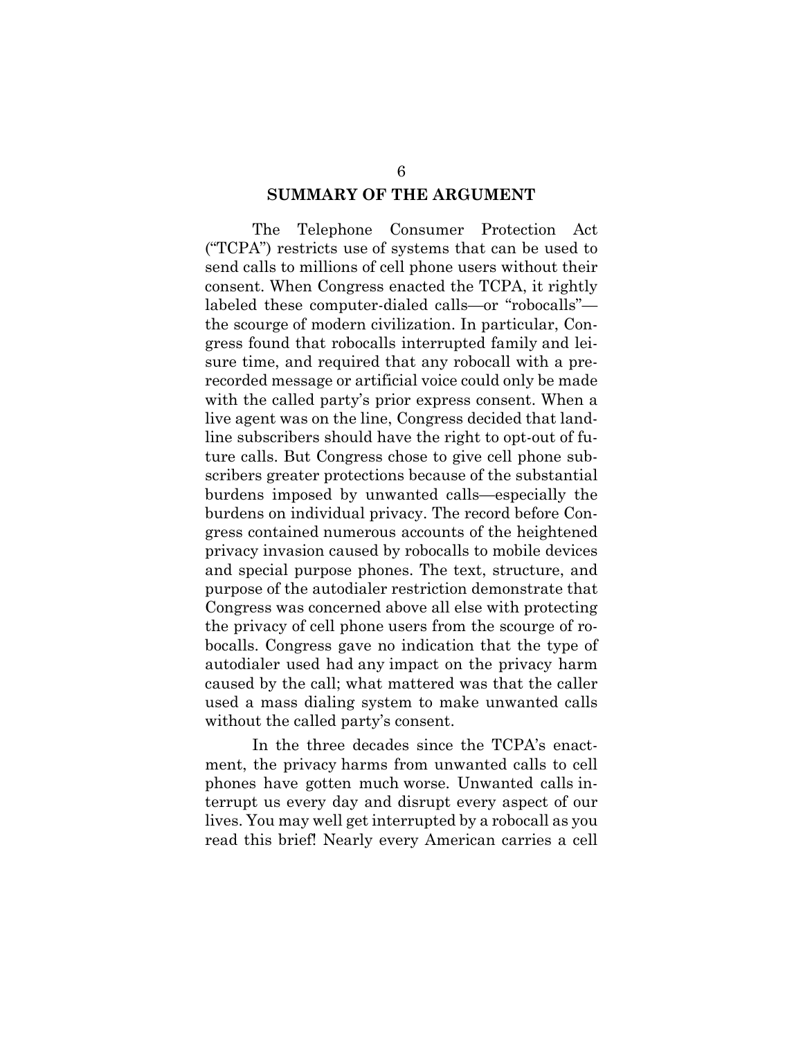## SUMMARY OF THE ARGUMENT

The Telephone Consumer Protection Act ("TCPA") restricts use of systems that can be used to send calls to millions of cell phone users without their consent. When Congress enacted the TCPA, it rightly labeled these computer-dialed calls—or "robocalls"—the scourge of modern civilization. In particular, Congress found that robocalls interrupted family and leisure time, and required that any robocall with a prerecorded message or artificial voice could only be made with the called party's prior express consent. When a live agent was on the line, Congress decided that landline subscribers should have the right to opt-out of future calls. But Congress chose to give cell phone subscribers greater protections because of the substantial burdens imposed by unwanted calls—especially the burdens on individual privacy. The record before Congress contained numerous accounts of the heightened privacy invasion caused by robocalls to mobile devices and special purpose phones. The text, structure, and purpose of the autodialer restriction demonstrate that Congress was concerned above all else with protecting the privacy of cell phone users from the scourge of robocalls. Congress gave no indication that the type of autodialer used had any impact on the privacy harm caused by the call; what mattered was that the caller used a mass dialing system to make unwanted calls without the called party's consent.

In the three decades since the TCPA's enactment, the privacy harms from unwanted calls to cell phones have gotten much worse. Unwanted calls interrupt us every day and disrupt every aspect of our lives. You may well get interrupted by a robocall as you read this brief! Nearly every American carries a cell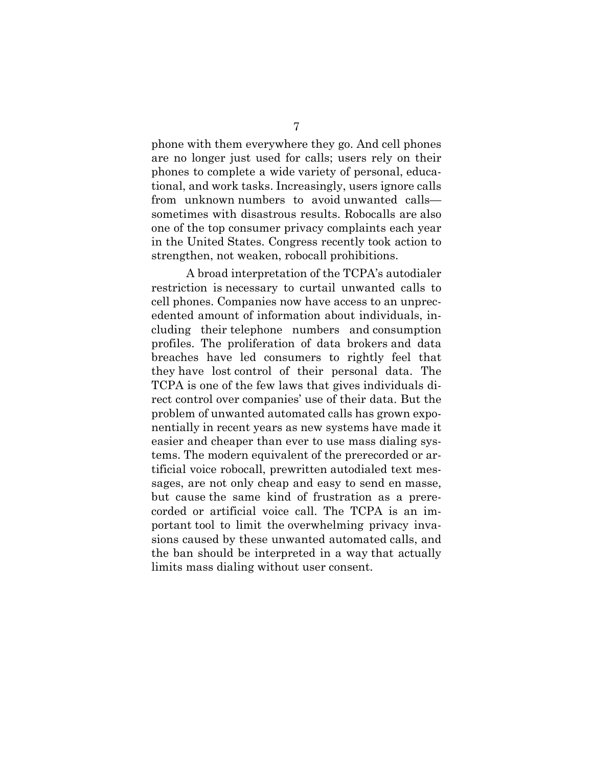phone with them everywhere they go. And cell phones are no longer just used for calls; users rely on their phones to complete a wide variety of personal, educational, and work tasks. Increasingly, users ignore calls from unknown numbers to avoid unwanted calls—sometimes with disastrous results. Robocalls are also one of the top consumer privacy complaints each year in the United States. Congress recently took action to strengthen, not weaken, robocall prohibitions.

A broad interpretation of the TCPA's autodialer restriction is necessary to curtail unwanted calls to cell phones. Companies now have access to an unprecedented amount of information about individuals, including their telephone numbers and consumption profiles. The proliferation of data brokers and data breaches have led consumers to rightly feel that they have lost control of their personal data. The TCPA is one of the few laws that gives individuals direct control over companies' use of their data. But the problem of unwanted automated calls has grown exponentially in recent years as new systems have made it easier and cheaper than ever to use mass dialing systems. The modern equivalent of the prerecorded or artificial voice robocall, prewritten autodialed text messages, are not only cheap and easy to send en masse, but cause the same kind of frustration as a prerecorded or artificial voice call. The TCPA is an important tool to limit the overwhelming privacy invasions caused by these unwanted automated calls, and the ban should be interpreted in a way that actually limits mass dialing without user consent.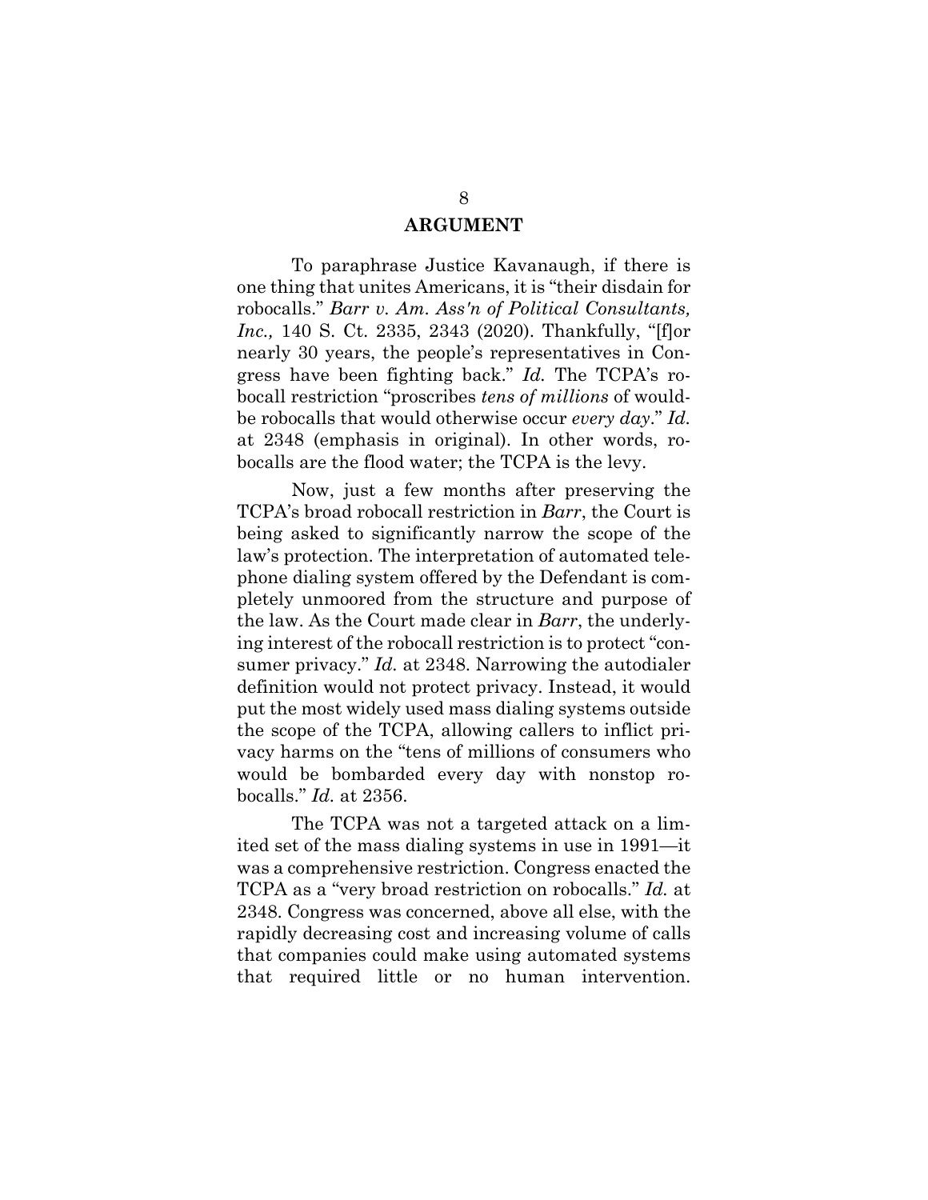## ARGUMENT

To paraphrase Justice Kavanaugh, if there is one thing that unites Americans, it is "their disdain for robocalls." *Barr v. Am. Ass'n of Political Consultants, Inc.,* 140 S. Ct. 2335, 2343 (2020). Thankfully, "[f]or nearly 30 years, the people's representatives in Congress have been fighting back." *Id.* The TCPA's robocall restriction "proscribes *tens of millions* of would-be robocalls that would otherwise occur *every day*." *Id.* at 2348 (emphasis in original). In other words, robocalls are the flood water; the TCPA is the levy.

Now, just a few months after preserving the TCPA's broad robocall restriction in *Barr*, the Court is being asked to significantly narrow the scope of the law's protection. The interpretation of automated telephone dialing system offered by the Defendant is completely unmoored from the structure and purpose of the law. As the Court made clear in *Barr*, the underlying interest of the robocall restriction is to protect "consumer privacy." *Id.* at 2348. Narrowing the autodialer definition would not protect privacy. Instead, it would put the most widely used mass dialing systems outside the scope of the TCPA, allowing callers to inflict privacy harms on the "tens of millions of consumers who would be bombarded every day with nonstop robocalls." *Id.* at 2356.

The TCPA was not a targeted attack on a limited set of the mass dialing systems in use in 1991—it was a comprehensive restriction. Congress enacted the TCPA as a "very broad restriction on robocalls." *Id.* at 2348. Congress was concerned, above all else, with the rapidly decreasing cost and increasing volume of calls that companies could make using automated systems that required little or no human intervention.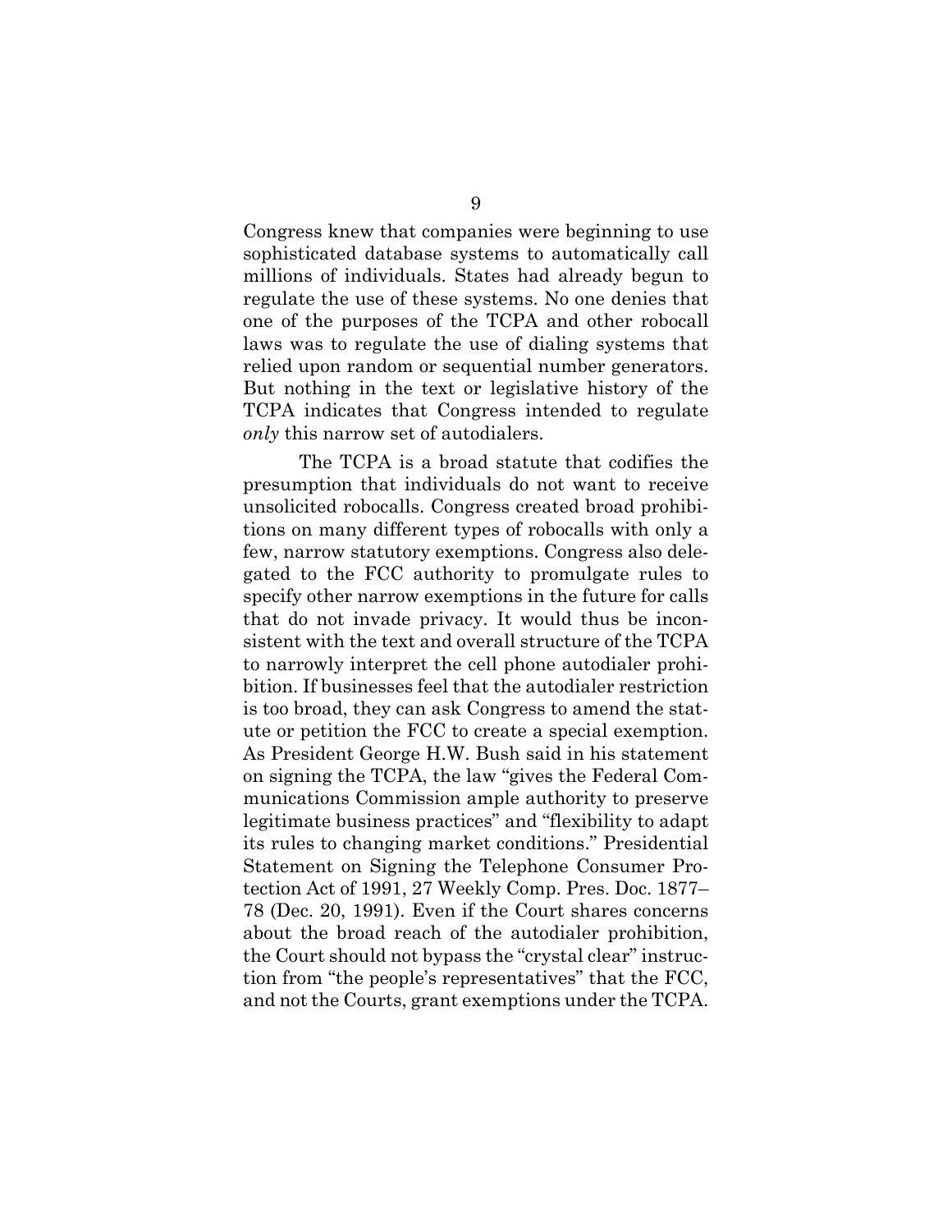Congress knew that companies were beginning to use sophisticated database systems to automatically call millions of individuals. States had already begun to regulate the use of these systems. No one denies that one of the purposes of the TCPA and other robocall laws was to regulate the use of dialing systems that relied upon random or sequential number generators. But nothing in the text or legislative history of the TCPA indicates that Congress intended to regulate *only* this narrow set of autodialers.

The TCPA is a broad statute that codifies the presumption that individuals do not want to receive unsolicited robocalls. Congress created broad prohibitions on many different types of robocalls with only a few, narrow statutory exemptions. Congress also delegated to the FCC authority to promulgate rules to specify other narrow exemptions in the future for calls that do not invade privacy. It would thus be inconsistent with the text and overall structure of the TCPA to narrowly interpret the cell phone autodialer prohibition. If businesses feel that the autodialer restriction is too broad, they can ask Congress to amend the statute or petition the FCC to create a special exemption. As President George H.W. Bush said in his statement on signing the TCPA, the law "gives the Federal Communications Commission ample authority to preserve legitimate business practices" and "flexibility to adapt its rules to changing market conditions." Presidential Statement on Signing the Telephone Consumer Protection Act of 1991, 27 Weekly Comp. Pres. Doc. 1877–78 (Dec. 20, 1991). Even if the Court shares concerns about the broad reach of the autodialer prohibition, the Court should not bypass the "crystal clear" instruction from "the people's representatives" that the FCC, and not the Courts, grant exemptions under the TCPA.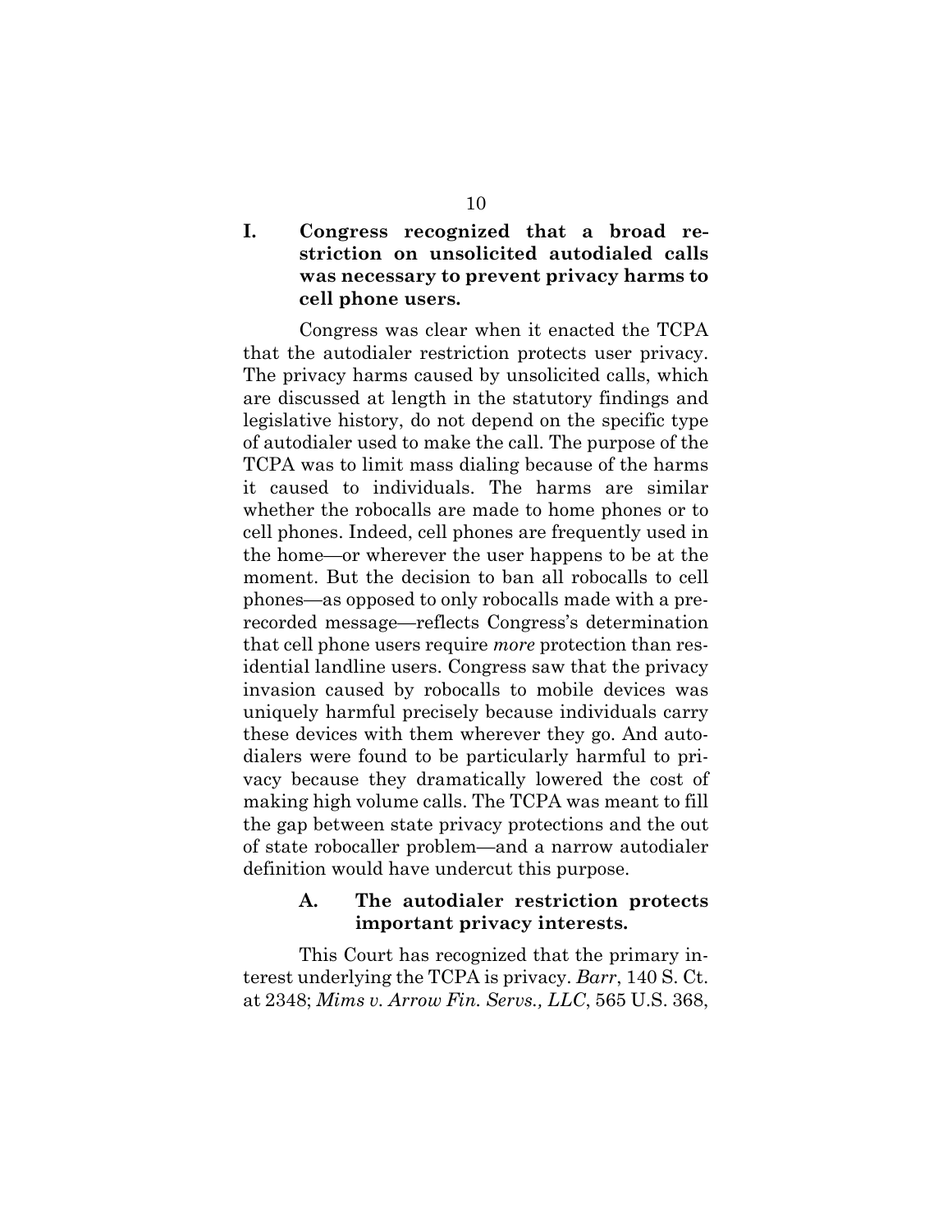## I. Congress recognized that a broad restriction on unsolicited autodialed calls was necessary to prevent privacy harms to cell phone users.

Congress was clear when it enacted the TCPA that the autodialer restriction protects user privacy. The privacy harms caused by unsolicited calls, which are discussed at length in the statutory findings and legislative history, do not depend on the specific type of autodialer used to make the call. The purpose of the TCPA was to limit mass dialing because of the harms it caused to individuals. The harms are similar whether the robocalls are made to home phones or to cell phones. Indeed, cell phones are frequently used in the home—or wherever the user happens to be at the moment. But the decision to ban all robocalls to cell phones—as opposed to only robocalls made with a prerecorded message—reflects Congress's determination that cell phone users require *more* protection than residential landline users. Congress saw that the privacy invasion caused by robocalls to mobile devices was uniquely harmful precisely because individuals carry these devices with them wherever they go. And autodialers were found to be particularly harmful to privacy because they dramatically lowered the cost of making high volume calls. The TCPA was meant to fill the gap between state privacy protections and the out of state robocaller problem—and a narrow autodialer definition would have undercut this purpose.

### A. The autodialer restriction protects important privacy interests.

This Court has recognized that the primary interest underlying the TCPA is privacy. *Barr*, 140 S. Ct. at 2348; *Mims v. Arrow Fin. Servs., LLC*, 565 U.S. 368,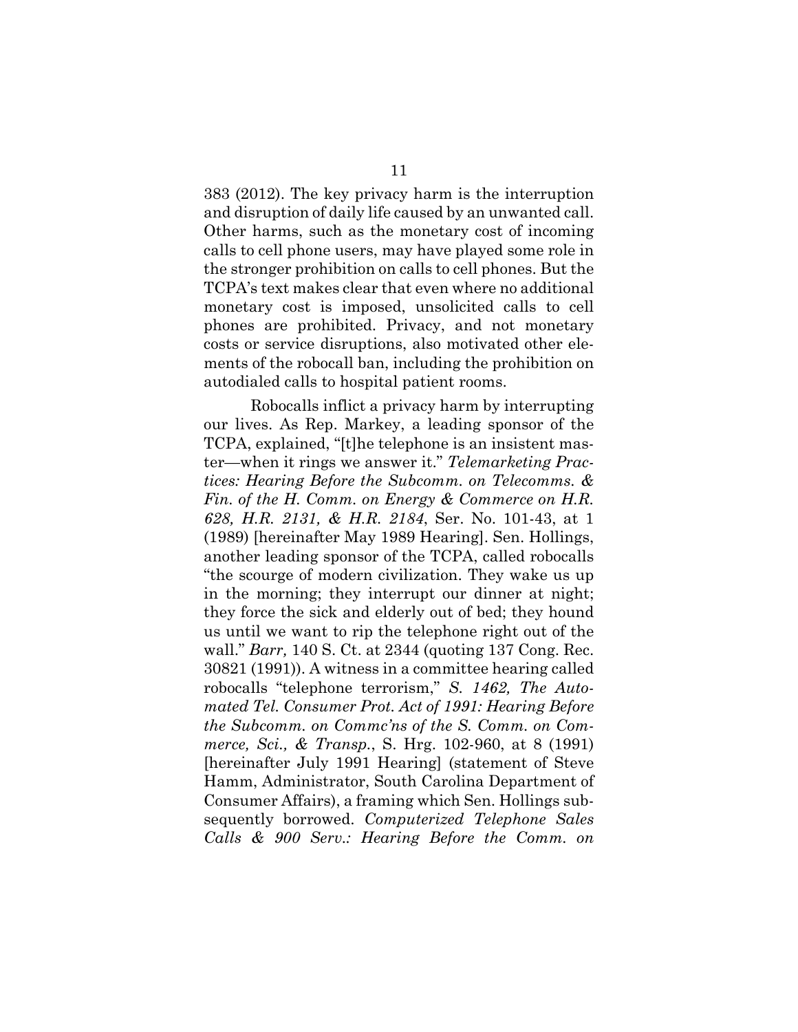383 (2012). The key privacy harm is the interruption and disruption of daily life caused by an unwanted call. Other harms, such as the monetary cost of incoming calls to cell phone users, may have played some role in the stronger prohibition on calls to cell phones. But the TCPA's text makes clear that even where no additional monetary cost is imposed, unsolicited calls to cell phones are prohibited. Privacy, and not monetary costs or service disruptions, also motivated other elements of the robocall ban, including the prohibition on autodialed calls to hospital patient rooms.

Robocalls inflict a privacy harm by interrupting our lives. As Rep. Markey, a leading sponsor of the TCPA, explained, "[t]he telephone is an insistent master—when it rings we answer it." *Telemarketing Practices: Hearing Before the Subcomm. on Telecomms. & Fin. of the H. Comm. on Energy & Commerce on H.R. 628, H.R. 2131, & H.R. 2184*, Ser. No. 101-43, at 1 (1989) [hereinafter May 1989 Hearing]. Sen. Hollings, another leading sponsor of the TCPA, called robocalls "the scourge of modern civilization. They wake us up in the morning; they interrupt our dinner at night; they force the sick and elderly out of bed; they hound us until we want to rip the telephone right out of the wall." *Barr,* 140 S. Ct. at 2344 (quoting 137 Cong. Rec. 30821 (1991)). A witness in a committee hearing called robocalls "telephone terrorism," *S. 1462, The Automated Tel. Consumer Prot. Act of 1991: Hearing Before the Subcomm. on Commc'ns of the S. Comm. on Commerce, Sci., & Transp.*, S. Hrg. 102-960, at 8 (1991) [hereinafter July 1991 Hearing] (statement of Steve Hamm, Administrator, South Carolina Department of Consumer Affairs), a framing which Sen. Hollings subsequently borrowed. *Computerized Telephone Sales Calls & 900 Serv.: Hearing Before the Comm. on*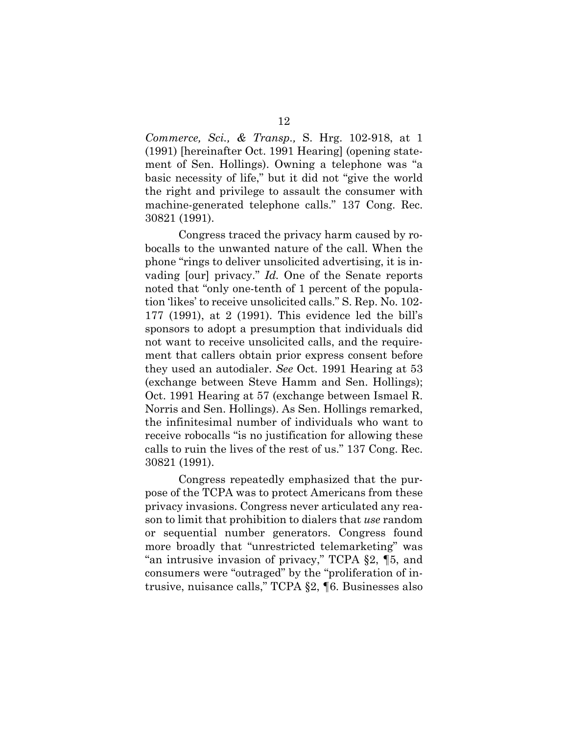*Commerce, Sci., & Transp.,* S. Hrg. 102-918, at 1 (1991) [hereinafter Oct. 1991 Hearing] (opening statement of Sen. Hollings). Owning a telephone was "a basic necessity of life," but it did not "give the world the right and privilege to assault the consumer with machine-generated telephone calls." 137 Cong. Rec. 30821 (1991).

Congress traced the privacy harm caused by robocalls to the unwanted nature of the call. When the phone "rings to deliver unsolicited advertising, it is invading [our] privacy." *Id.* One of the Senate reports noted that "only one-tenth of 1 percent of the population 'likes' to receive unsolicited calls." S. Rep. No. 102-177 (1991), at 2 (1991). This evidence led the bill's sponsors to adopt a presumption that individuals did not want to receive unsolicited calls, and the requirement that callers obtain prior express consent before they used an autodialer. *See* Oct. 1991 Hearing at 53 (exchange between Steve Hamm and Sen. Hollings); Oct. 1991 Hearing at 57 (exchange between Ismael R. Norris and Sen. Hollings). As Sen. Hollings remarked, the infinitesimal number of individuals who want to receive robocalls "is no justification for allowing these calls to ruin the lives of the rest of us." 137 Cong. Rec. 30821 (1991).

Congress repeatedly emphasized that the purpose of the TCPA was to protect Americans from these privacy invasions. Congress never articulated any reason to limit that prohibition to dialers that *use* random or sequential number generators. Congress found more broadly that "unrestricted telemarketing" was "an intrusive invasion of privacy," TCPA §2, ¶5, and consumers were "outraged" by the "proliferation of intrusive, nuisance calls," TCPA §2, ¶6. Businesses also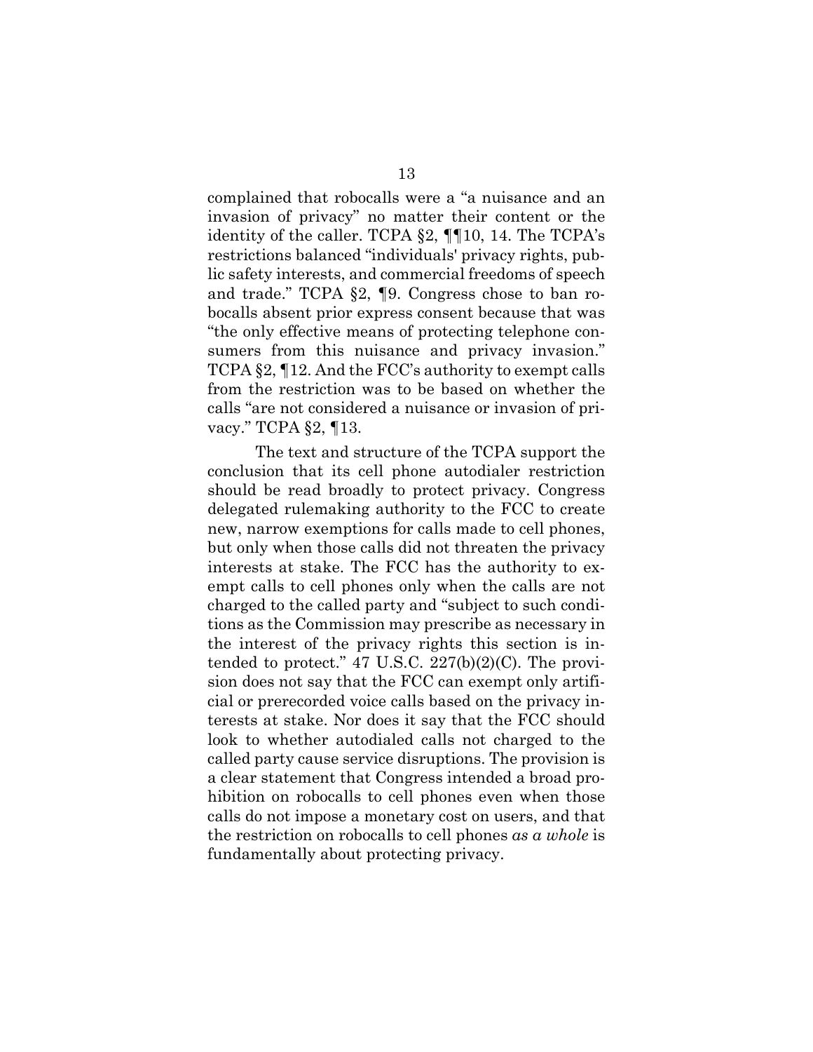complained that robocalls were a "a nuisance and an invasion of privacy" no matter their content or the identity of the caller. TCPA §2, ¶¶10, 14. The TCPA's restrictions balanced "individuals' privacy rights, public safety interests, and commercial freedoms of speech and trade." TCPA §2, ¶9. Congress chose to ban robocalls absent prior express consent because that was "the only effective means of protecting telephone consumers from this nuisance and privacy invasion." TCPA §2, ¶12. And the FCC's authority to exempt calls from the restriction was to be based on whether the calls "are not considered a nuisance or invasion of privacy." TCPA §2, ¶13.

The text and structure of the TCPA support the conclusion that its cell phone autodialer restriction should be read broadly to protect privacy. Congress delegated rulemaking authority to the FCC to create new, narrow exemptions for calls made to cell phones, but only when those calls did not threaten the privacy interests at stake. The FCC has the authority to exempt calls to cell phones only when the calls are not charged to the called party and "subject to such conditions as the Commission may prescribe as necessary in the interest of the privacy rights this section is intended to protect." 47 U.S.C. 227(b)(2)(C). The provision does not say that the FCC can exempt only artificial or prerecorded voice calls based on the privacy interests at stake. Nor does it say that the FCC should look to whether autodialed calls not charged to the called party cause service disruptions. The provision is a clear statement that Congress intended a broad prohibition on robocalls to cell phones even when those calls do not impose a monetary cost on users, and that the restriction on robocalls to cell phones *as a whole* is fundamentally about protecting privacy.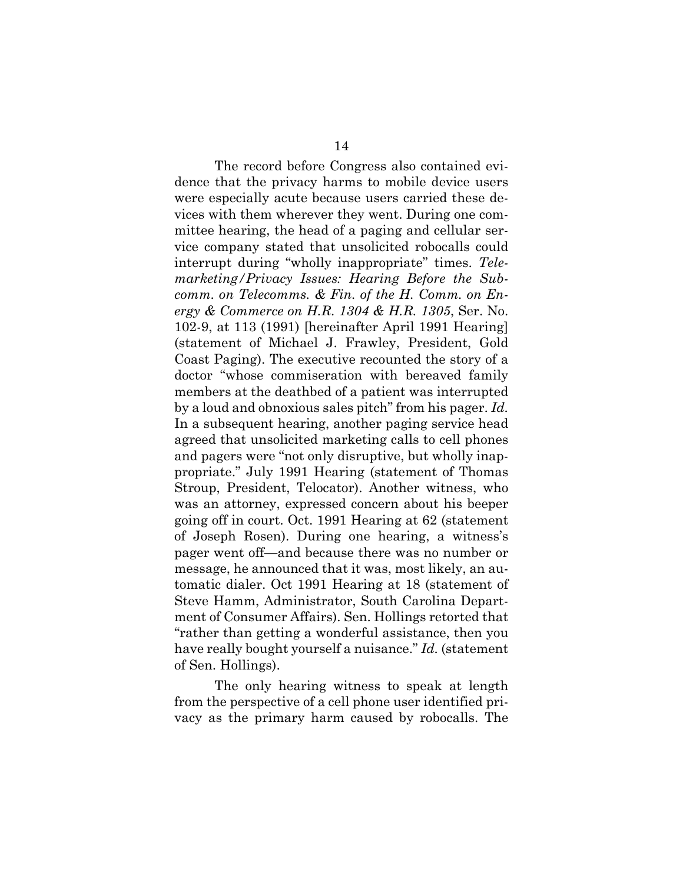The record before Congress also contained evidence that the privacy harms to mobile device users were especially acute because users carried these devices with them wherever they went. During one committee hearing, the head of a paging and cellular service company stated that unsolicited robocalls could interrupt during "wholly inappropriate" times. *Telemarketing/Privacy Issues: Hearing Before the Subcomm. on Telecomms. & Fin. of the H. Comm. on Energy & Commerce on H.R. 1304 & H.R. 1305*, Ser. No. 102-9, at 113 (1991) [hereinafter April 1991 Hearing] (statement of Michael J. Frawley, President, Gold Coast Paging). The executive recounted the story of a doctor "whose commiseration with bereaved family members at the deathbed of a patient was interrupted by a loud and obnoxious sales pitch" from his pager. *Id.* In a subsequent hearing, another paging service head agreed that unsolicited marketing calls to cell phones and pagers were "not only disruptive, but wholly inappropriate." July 1991 Hearing (statement of Thomas Stroup, President, Telocator). Another witness, who was an attorney, expressed concern about his beeper going off in court. Oct. 1991 Hearing at 62 (statement of Joseph Rosen). During one hearing, a witness's pager went off—and because there was no number or message, he announced that it was, most likely, an automatic dialer. Oct 1991 Hearing at 18 (statement of Steve Hamm, Administrator, South Carolina Department of Consumer Affairs). Sen. Hollings retorted that "rather than getting a wonderful assistance, then you have really bought yourself a nuisance." *Id.* (statement of Sen. Hollings).

The only hearing witness to speak at length from the perspective of a cell phone user identified privacy as the primary harm caused by robocalls. The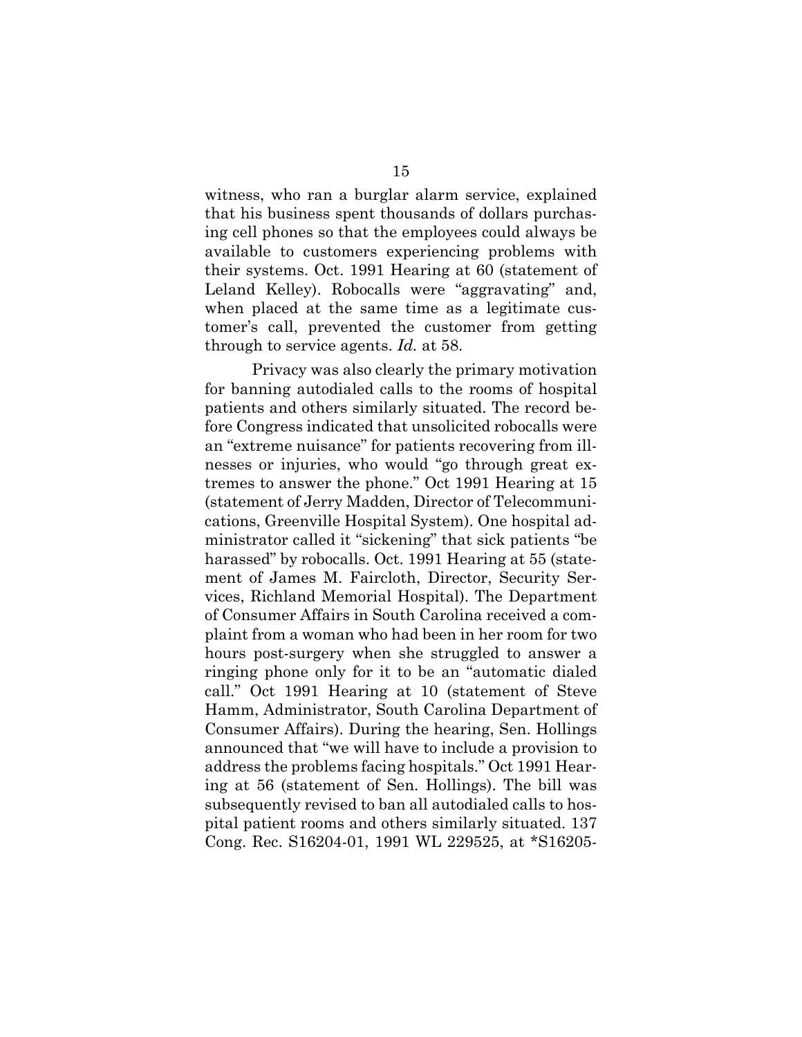witness, who ran a burglar alarm service, explained that his business spent thousands of dollars purchasing cell phones so that the employees could always be available to customers experiencing problems with their systems. Oct. 1991 Hearing at 60 (statement of Leland Kelley). Robocalls were "aggravating" and, when placed at the same time as a legitimate customer's call, prevented the customer from getting through to service agents. *Id.* at 58.

Privacy was also clearly the primary motivation for banning autodialed calls to the rooms of hospital patients and others similarly situated. The record before Congress indicated that unsolicited robocalls were an "extreme nuisance" for patients recovering from illnesses or injuries, who would "go through great extremes to answer the phone." Oct 1991 Hearing at 15 (statement of Jerry Madden, Director of Telecommunications, Greenville Hospital System). One hospital administrator called it "sickening" that sick patients "be harassed" by robocalls. Oct. 1991 Hearing at 55 (statement of James M. Faircloth, Director, Security Services, Richland Memorial Hospital). The Department of Consumer Affairs in South Carolina received a complaint from a woman who had been in her room for two hours post-surgery when she struggled to answer a ringing phone only for it to be an "automatic dialed call." Oct 1991 Hearing at 10 (statement of Steve Hamm, Administrator, South Carolina Department of Consumer Affairs). During the hearing, Sen. Hollings announced that "we will have to include a provision to address the problems facing hospitals." Oct 1991 Hearing at 56 (statement of Sen. Hollings). The bill was subsequently revised to ban all autodialed calls to hospital patient rooms and others similarly situated. 137 Cong. Rec. S16204-01, 1991 WL 229525, at *S16205-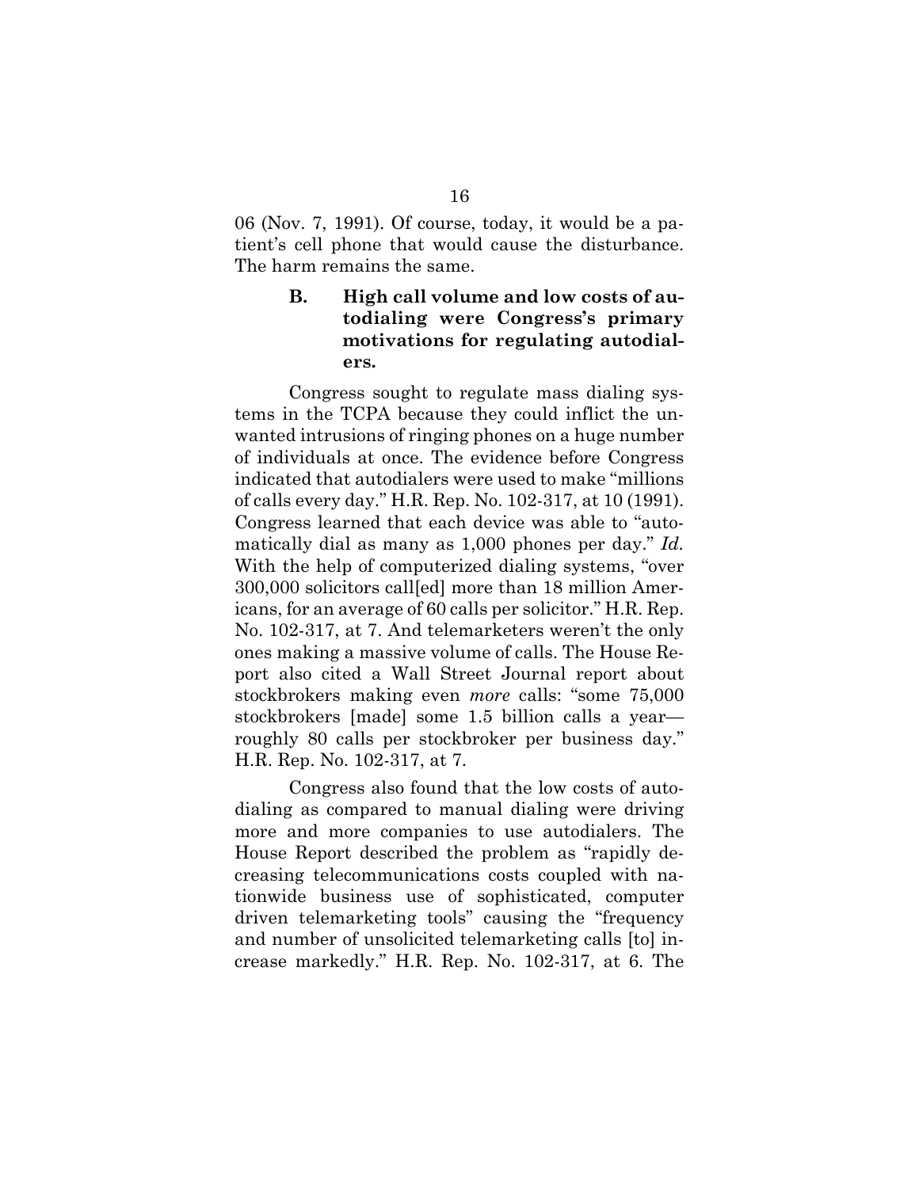06 (Nov. 7, 1991). Of course, today, it would be a patient's cell phone that would cause the disturbance. The harm remains the same.

### B. High call volume and low costs of autodialing were Congress's primary motivations for regulating autodialers.

Congress sought to regulate mass dialing systems in the TCPA because they could inflict the unwanted intrusions of ringing phones on a huge number of individuals at once. The evidence before Congress indicated that autodialers were used to make "millions of calls every day." H.R. Rep. No. 102-317, at 10 (1991). Congress learned that each device was able to "automatically dial as many as 1,000 phones per day." *Id.* With the help of computerized dialing systems, "over 300,000 solicitors call[ed] more than 18 million Americans, for an average of 60 calls per solicitor." H.R. Rep. No. 102-317, at 7. And telemarketers weren't the only ones making a massive volume of calls. The House Report also cited a Wall Street Journal report about stockbrokers making even *more* calls: "some 75,000 stockbrokers [made] some 1.5 billion calls a year—roughly 80 calls per stockbroker per business day." H.R. Rep. No. 102-317, at 7.

Congress also found that the low costs of autodialing as compared to manual dialing were driving more and more companies to use autodialers. The House Report described the problem as "rapidly decreasing telecommunications costs coupled with nationwide business use of sophisticated, computer driven telemarketing tools" causing the "frequency and number of unsolicited telemarketing calls [to] increase markedly." H.R. Rep. No. 102-317, at 6. The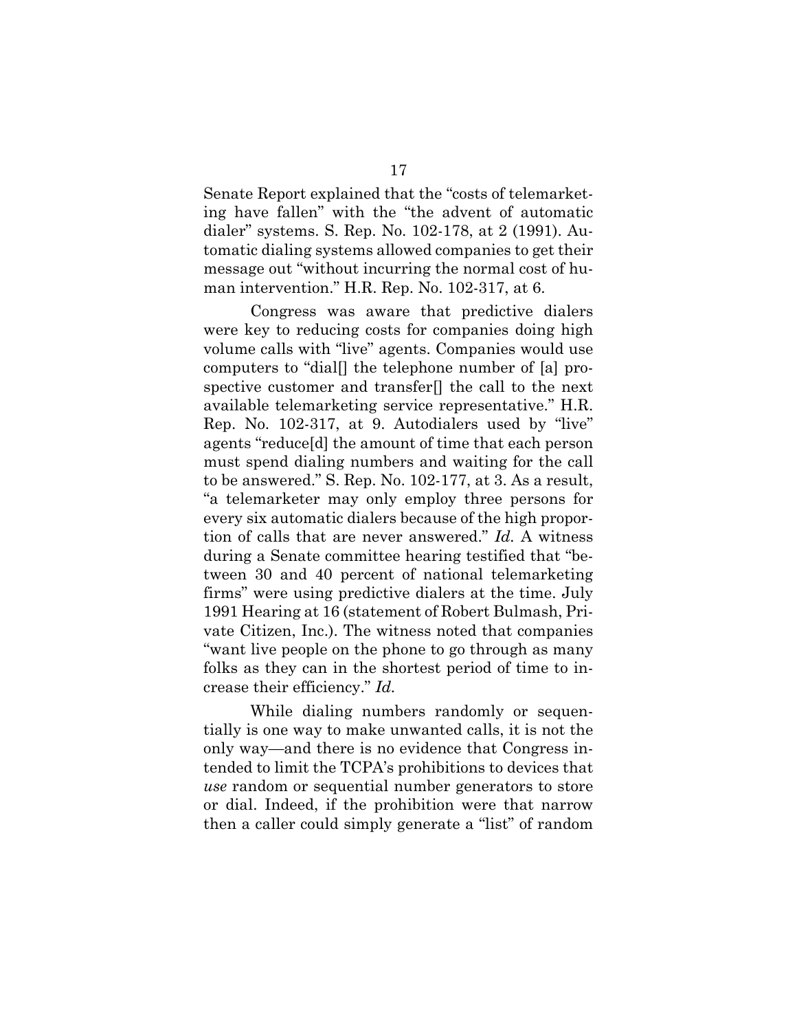Senate Report explained that the "costs of telemarketing have fallen" with the "the advent of automatic dialer" systems. S. Rep. No. 102-178, at 2 (1991). Automatic dialing systems allowed companies to get their message out "without incurring the normal cost of human intervention." H.R. Rep. No. 102-317, at 6.

Congress was aware that predictive dialers were key to reducing costs for companies doing high volume calls with "live" agents. Companies would use computers to "dial[] the telephone number of [a] prospective customer and transfer[] the call to the next available telemarketing service representative." H.R. Rep. No. 102-317, at 9. Autodialers used by "live" agents "reduce[d] the amount of time that each person must spend dialing numbers and waiting for the call to be answered." S. Rep. No. 102-177, at 3. As a result, "a telemarketer may only employ three persons for every six automatic dialers because of the high proportion of calls that are never answered." *Id.* A witness during a Senate committee hearing testified that "between 30 and 40 percent of national telemarketing firms" were using predictive dialers at the time. July 1991 Hearing at 16 (statement of Robert Bulmash, Private Citizen, Inc.). The witness noted that companies "want live people on the phone to go through as many folks as they can in the shortest period of time to increase their efficiency." *Id.*

While dialing numbers randomly or sequentially is one way to make unwanted calls, it is not the only way—and there is no evidence that Congress intended to limit the TCPA's prohibitions to devices that *use* random or sequential number generators to store or dial. Indeed, if the prohibition were that narrow then a caller could simply generate a "list" of random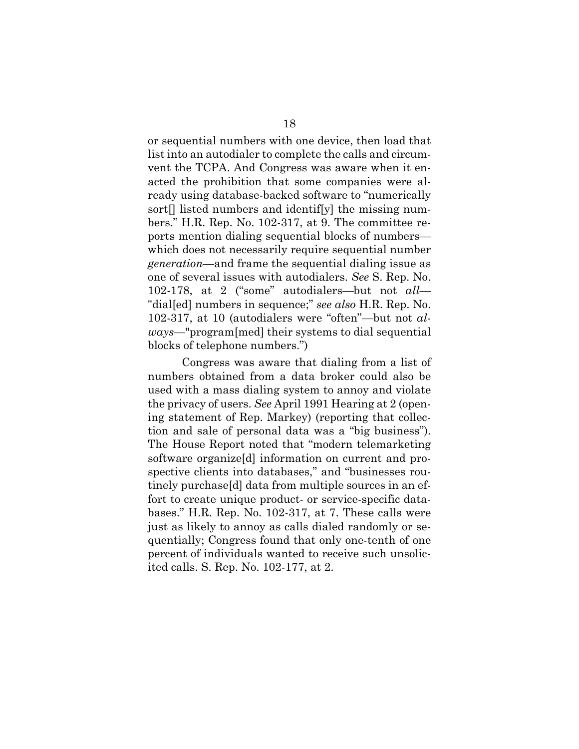or sequential numbers with one device, then load that list into an autodialer to complete the calls and circumvent the TCPA. And Congress was aware when it enacted the prohibition that some companies were already using database-backed software to "numerically sort[] listed numbers and identif[y] the missing numbers." H.R. Rep. No. 102-317, at 9. The committee reports mention dialing sequential blocks of numbers—which does not necessarily require sequential number *generation*—and frame the sequential dialing issue as one of several issues with autodialers. *See* S. Rep. No. 102-178, at 2 ("some" autodialers—but not *all*—"dial[ed] numbers in sequence;" *see also* H.R. Rep. No. 102-317, at 10 (autodialers were "often"—but not *always*—"program[med] their systems to dial sequential blocks of telephone numbers.")

Congress was aware that dialing from a list of numbers obtained from a data broker could also be used with a mass dialing system to annoy and violate the privacy of users. *See* April 1991 Hearing at 2 (opening statement of Rep. Markey) (reporting that collection and sale of personal data was a "big business"). The House Report noted that "modern telemarketing software organize[d] information on current and prospective clients into databases," and "businesses routinely purchase[d] data from multiple sources in an effort to create unique product- or service-specific databases." H.R. Rep. No. 102-317, at 7. These calls were just as likely to annoy as calls dialed randomly or sequentially; Congress found that only one-tenth of one percent of individuals wanted to receive such unsolicited calls. S. Rep. No. 102-177, at 2.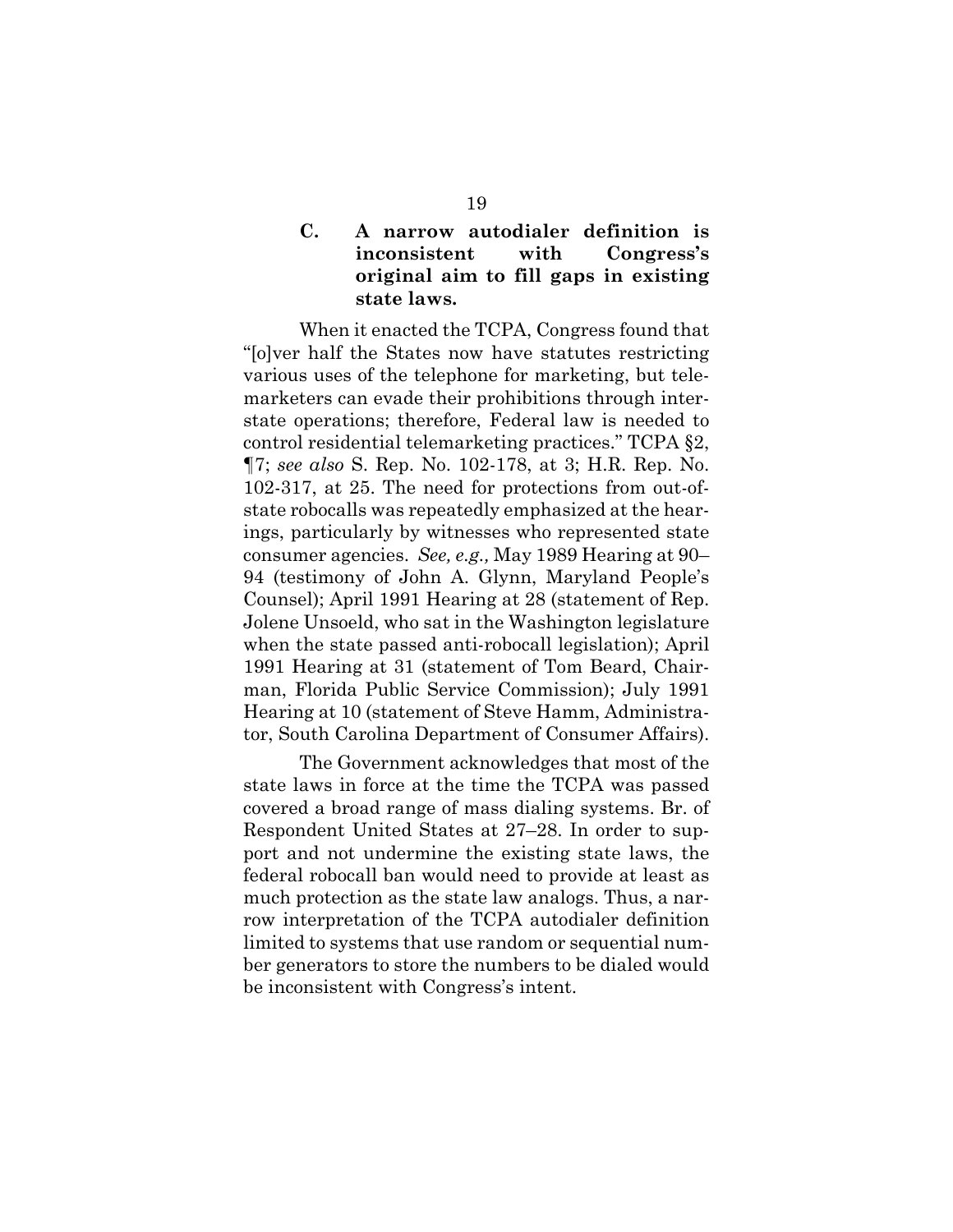### C. A narrow autodialer definition is inconsistent with Congress's original aim to fill gaps in existing state laws.

When it enacted the TCPA, Congress found that "[o]ver half the States now have statutes restricting various uses of the telephone for marketing, but telemarketers can evade their prohibitions through interstate operations; therefore, Federal law is needed to control residential telemarketing practices." TCPA §2, ¶7; *see also* S. Rep. No. 102-178, at 3; H.R. Rep. No. 102-317, at 25. The need for protections from out-of-state robocalls was repeatedly emphasized at the hearings, particularly by witnesses who represented state consumer agencies. *See, e.g.,* May 1989 Hearing at 90–94 (testimony of John A. Glynn, Maryland People's Counsel); April 1991 Hearing at 28 (statement of Rep. Jolene Unsoeld, who sat in the Washington legislature when the state passed anti-robocall legislation); April 1991 Hearing at 31 (statement of Tom Beard, Chairman, Florida Public Service Commission); July 1991 Hearing at 10 (statement of Steve Hamm, Administrator, South Carolina Department of Consumer Affairs).

The Government acknowledges that most of the state laws in force at the time the TCPA was passed covered a broad range of mass dialing systems. Br. of Respondent United States at 27–28. In order to support and not undermine the existing state laws, the federal robocall ban would need to provide at least as much protection as the state law analogs. Thus, a narrow interpretation of the TCPA autodialer definition limited to systems that use random or sequential number generators to store the numbers to be dialed would be inconsistent with Congress's intent.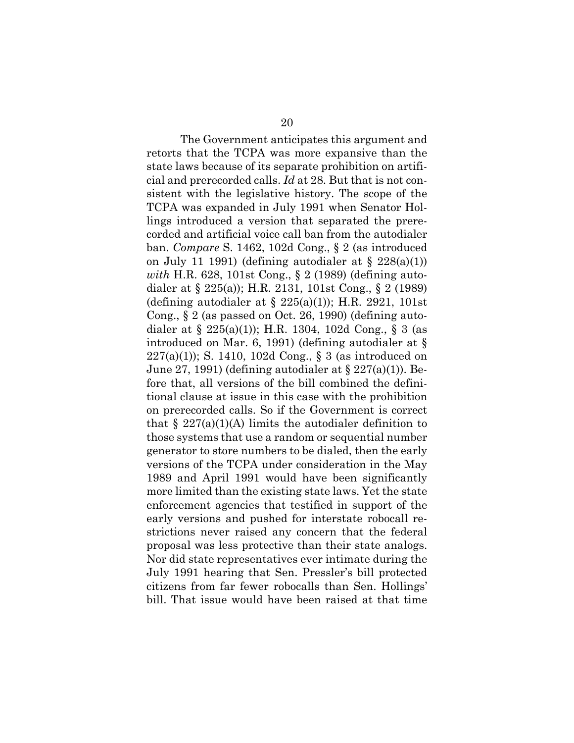The Government anticipates this argument and retorts that the TCPA was more expansive than the state laws because of its separate prohibition on artificial and prerecorded calls. *Id* at 28. But that is not consistent with the legislative history. The scope of the TCPA was expanded in July 1991 when Senator Hollings introduced a version that separated the prerecorded and artificial voice call ban from the autodialer ban. *Compare* S. 1462, 102d Cong., § 2 (as introduced on July 11 1991) (defining autodialer at § 228(a)(1)) *with* H.R. 628, 101st Cong., § 2 (1989) (defining autodialer at § 225(a)); H.R. 2131, 101st Cong., § 2 (1989) (defining autodialer at § 225(a)(1)); H.R. 2921, 101st Cong., § 2 (as passed on Oct. 26, 1990) (defining autodialer at § 225(a)(1)); H.R. 1304, 102d Cong., § 3 (as introduced on Mar. 6, 1991) (defining autodialer at § 227(a)(1)); S. 1410, 102d Cong., § 3 (as introduced on June 27, 1991) (defining autodialer at § 227(a)(1)). Before that, all versions of the bill combined the definitional clause at issue in this case with the prohibition on prerecorded calls. So if the Government is correct that § 227(a)(1)(A) limits the autodialer definition to those systems that use a random or sequential number generator to store numbers to be dialed, then the early versions of the TCPA under consideration in the May 1989 and April 1991 would have been significantly more limited than the existing state laws. Yet the state enforcement agencies that testified in support of the early versions and pushed for interstate robocall restrictions never raised any concern that the federal proposal was less protective than their state analogs. Nor did state representatives ever intimate during the July 1991 hearing that Sen. Pressler's bill protected citizens from far fewer robocalls than Sen. Hollings' bill. That issue would have been raised at that time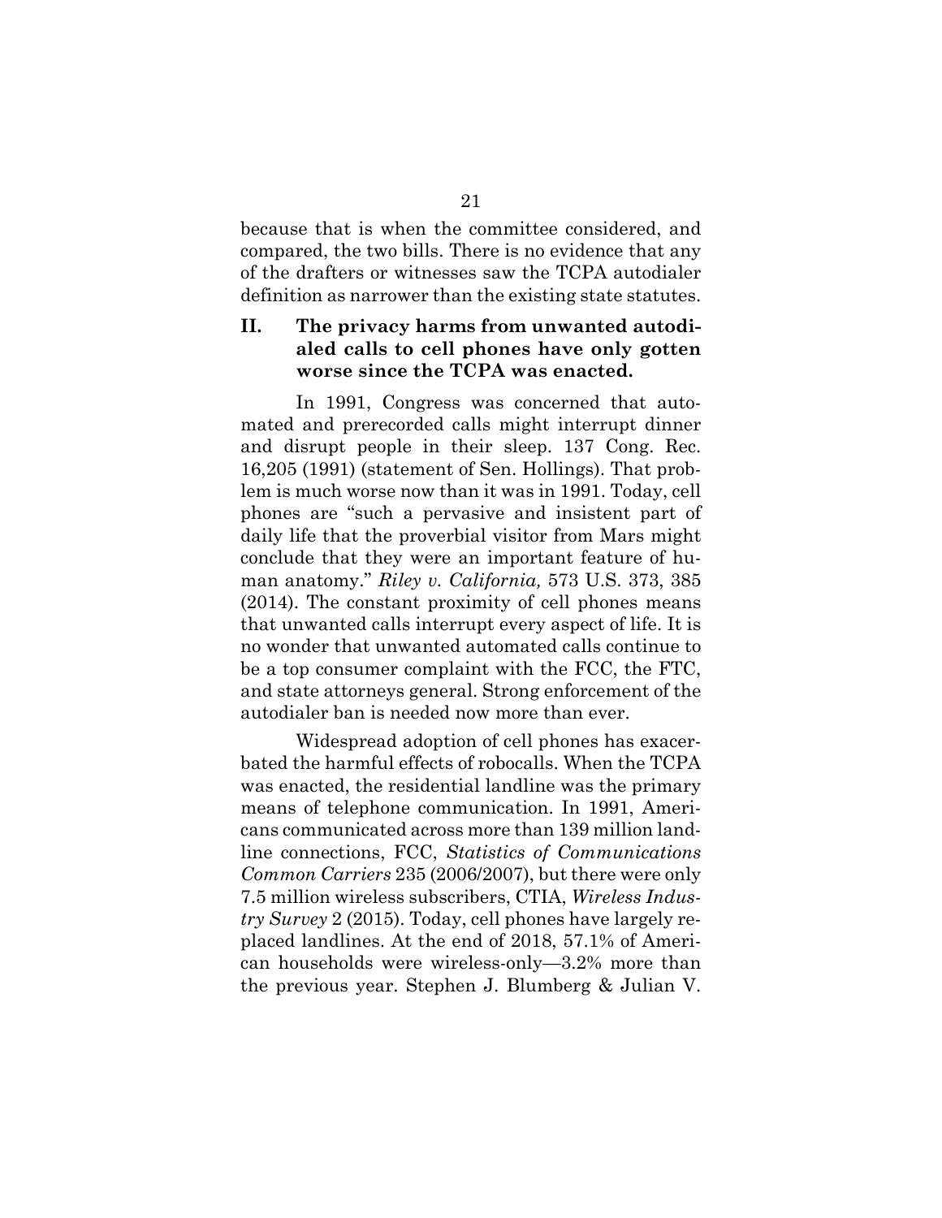because that is when the committee considered, and compared, the two bills. There is no evidence that any of the drafters or witnesses saw the TCPA autodialer definition as narrower than the existing state statutes.

## II. The privacy harms from unwanted autodialed calls to cell phones have only gotten worse since the TCPA was enacted.

In 1991, Congress was concerned that automated and prerecorded calls might interrupt dinner and disrupt people in their sleep. 137 Cong. Rec. 16,205 (1991) (statement of Sen. Hollings). That problem is much worse now than it was in 1991. Today, cell phones are "such a pervasive and insistent part of daily life that the proverbial visitor from Mars might conclude that they were an important feature of human anatomy." *Riley v. California,* 573 U.S. 373, 385 (2014). The constant proximity of cell phones means that unwanted calls interrupt every aspect of life. It is no wonder that unwanted automated calls continue to be a top consumer complaint with the FCC, the FTC, and state attorneys general. Strong enforcement of the autodialer ban is needed now more than ever.

Widespread adoption of cell phones has exacerbated the harmful effects of robocalls. When the TCPA was enacted, the residential landline was the primary means of telephone communication. In 1991, Americans communicated across more than 139 million landline connections, FCC, *Statistics of Communications Common Carriers* 235 (2006/2007), but there were only 7.5 million wireless subscribers, CTIA, *Wireless Industry Survey* 2 (2015). Today, cell phones have largely replaced landlines. At the end of 2018, 57.1% of American households were wireless-only—3.2% more than the previous year. Stephen J. Blumberg & Julian V.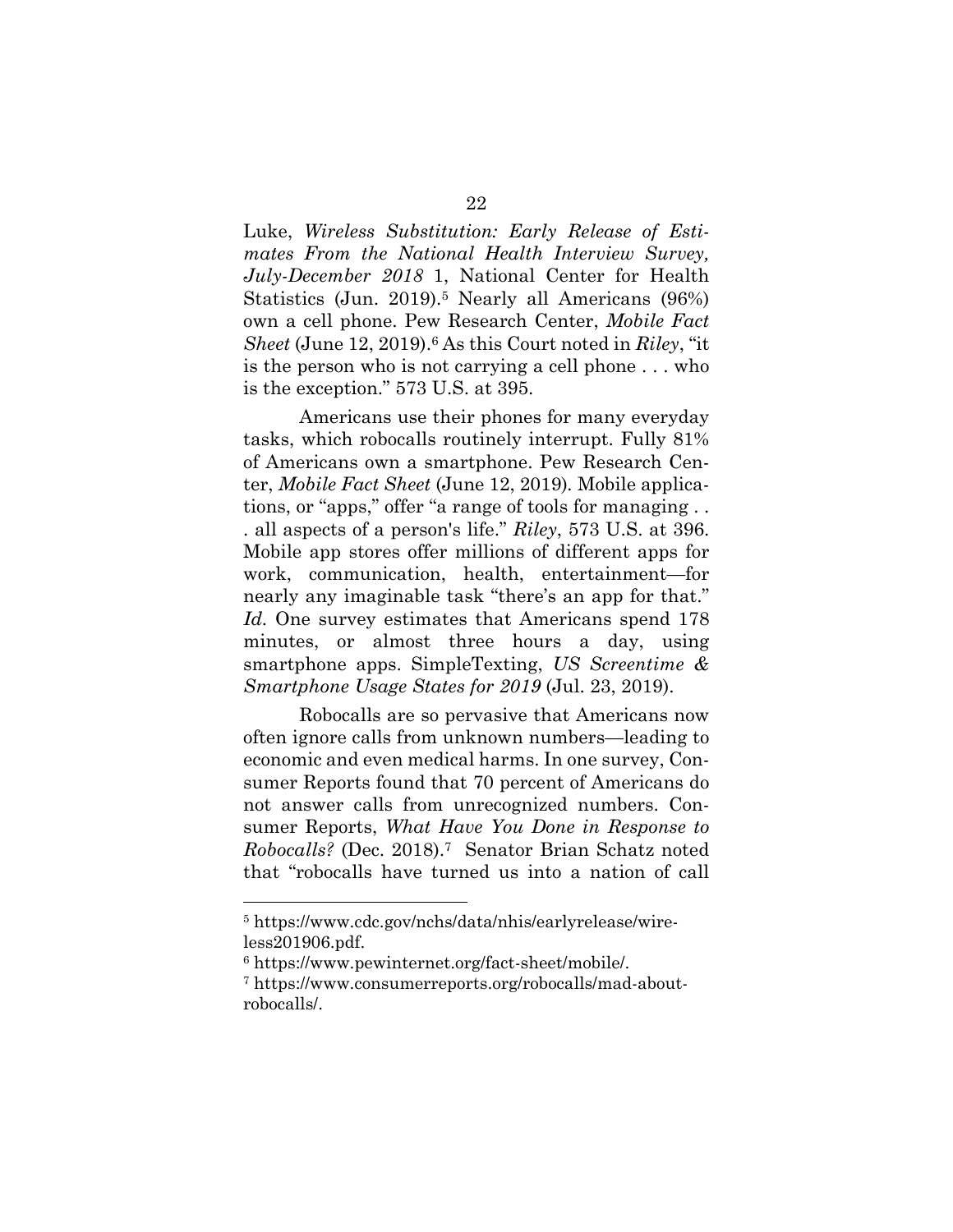Luke, *Wireless Substitution: Early Release of Estimates From the National Health Interview Survey, July-December 2018* 1, National Center for Health Statistics (Jun. 2019).[5] Nearly all Americans (96%) own a cell phone. Pew Research Center, *Mobile Fact Sheet* (June 12, 2019).[6] As this Court noted in *Riley*, "it is the person who is not carrying a cell phone . . . who is the exception." 573 U.S. at 395.

Americans use their phones for many everyday tasks, which robocalls routinely interrupt. Fully 81% of Americans own a smartphone. Pew Research Center, *Mobile Fact Sheet* (June 12, 2019). Mobile applications, or "apps," offer "a range of tools for managing . . . all aspects of a person's life." *Riley*, 573 U.S. at 396. Mobile app stores offer millions of different apps for work, communication, health, entertainment—for nearly any imaginable task "there's an app for that." *Id.* One survey estimates that Americans spend 178 minutes, or almost three hours a day, using smartphone apps. SimpleTexting, *US Screentime & Smartphone Usage States for 2019* (Jul. 23, 2019).

Robocalls are so pervasive that Americans now often ignore calls from unknown numbers—leading to economic and even medical harms. In one survey, Consumer Reports found that 70 percent of Americans do not answer calls from unrecognized numbers. Consumer Reports, *What Have You Done in Response to Robocalls?* (Dec. 2018).[7] Senator Brian Schatz noted that "robocalls have turned us into a nation of call

---

[5] https://www.cdc.gov/nchs/data/nhis/earlyrelease/wireless201906.pdf.

[6] https://www.pewinternet.org/fact-sheet/mobile/.

[7] https://www.consumerreports.org/robocalls/mad-about-robocalls/.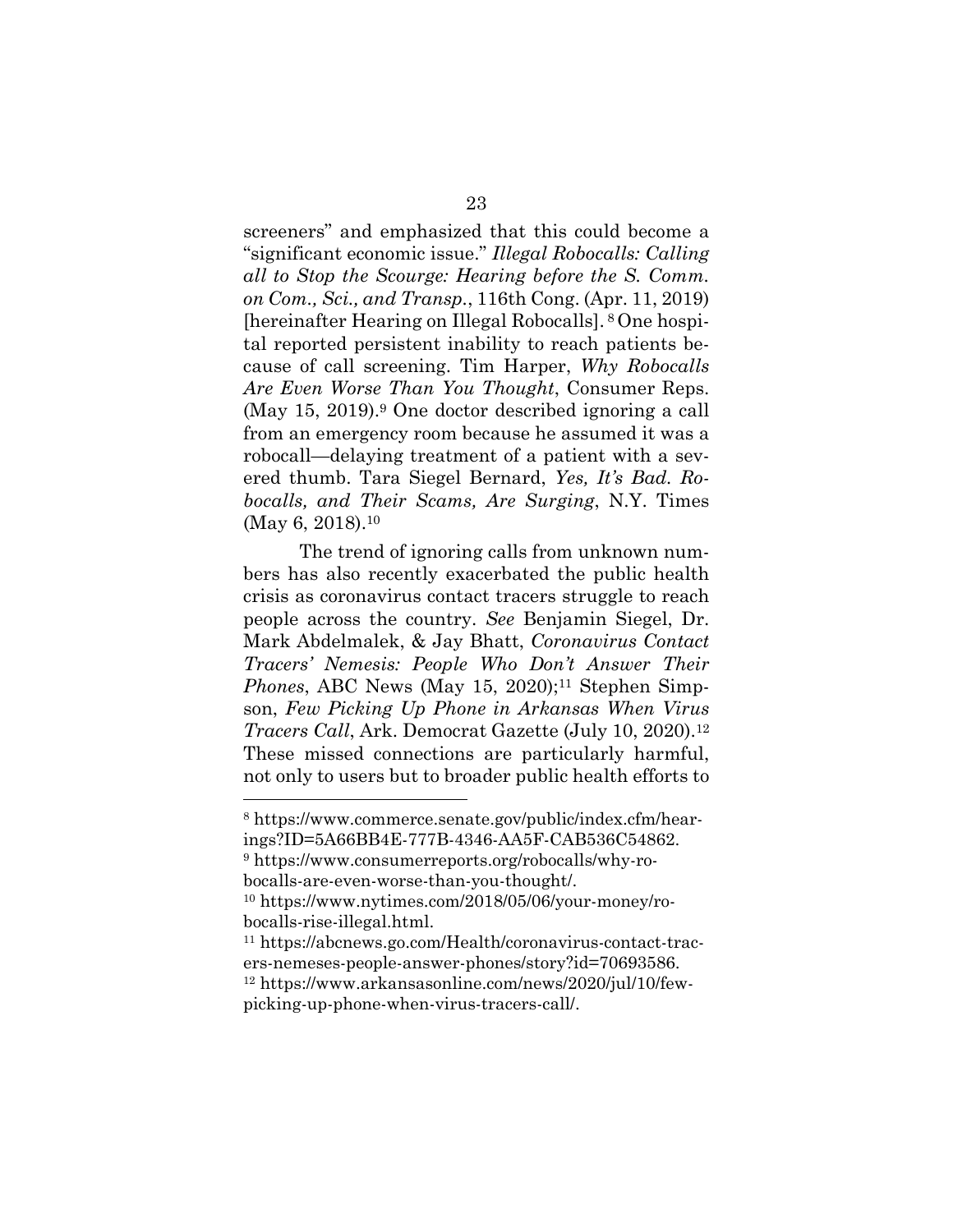screeners" and emphasized that this could become a "significant economic issue." *Illegal Robocalls: Calling all to Stop the Scourge: Hearing before the S. Comm. on Com., Sci., and Transp.*, 116th Cong. (Apr. 11, 2019) [hereinafter Hearing on Illegal Robocalls]. [8] One hospital reported persistent inability to reach patients because of call screening. Tim Harper, *Why Robocalls Are Even Worse Than You Thought*, Consumer Reps. (May 15, 2019).[9] One doctor described ignoring a call from an emergency room because he assumed it was a robocall—delaying treatment of a patient with a severed thumb. Tara Siegel Bernard, *Yes, It's Bad. Robocalls, and Their Scams, Are Surging*, N.Y. Times (May 6, 2018).[10]

The trend of ignoring calls from unknown numbers has also recently exacerbated the public health crisis as coronavirus contact tracers struggle to reach people across the country. *See* Benjamin Siegel, Dr. Mark Abdelmalek, & Jay Bhatt, *Coronavirus Contact Tracers' Nemesis: People Who Don't Answer Their Phones*, ABC News (May 15, 2020);[11] Stephen Simpson, *Few Picking Up Phone in Arkansas When Virus Tracers Call*, Ark. Democrat Gazette (July 10, 2020).[12] These missed connections are particularly harmful, not only to users but to broader public health efforts to

---

[8] https://www.commerce.senate.gov/public/index.cfm/hearings?ID=5A66BB4E-777B-4346-AA5F-CAB536C54862.

[9] https://www.consumerreports.org/robocalls/why-robocalls-are-even-worse-than-you-thought/.

[10] https://www.nytimes.com/2018/05/06/your-money/robocalls-rise-illegal.html.

[11] https://abcnews.go.com/Health/coronavirus-contact-tracers-nemeses-people-answer-phones/story?id=70693586.

[12] https://www.arkansasonline.com/news/2020/jul/10/few-picking-up-phone-when-virus-tracers-call/.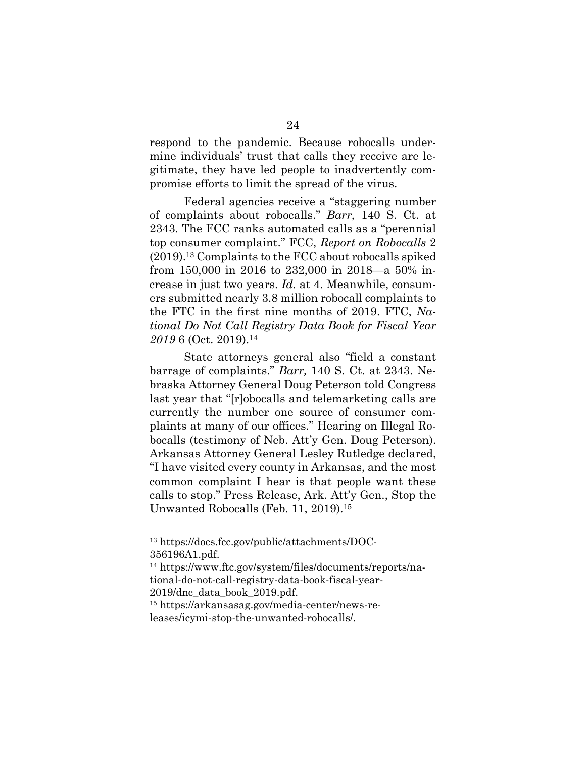respond to the pandemic. Because robocalls undermine individuals' trust that calls they receive are legitimate, they have led people to inadvertently compromise efforts to limit the spread of the virus.

Federal agencies receive a "staggering number of complaints about robocalls." *Barr,* 140 S. Ct. at 2343. The FCC ranks automated calls as a "perennial top consumer complaint." FCC, *Report on Robocalls* 2 (2019).[13] Complaints to the FCC about robocalls spiked from 150,000 in 2016 to 232,000 in 2018—a 50% increase in just two years. *Id.* at 4. Meanwhile, consumers submitted nearly 3.8 million robocall complaints to the FTC in the first nine months of 2019. FTC, *National Do Not Call Registry Data Book for Fiscal Year 2019* 6 (Oct. 2019).[14]

State attorneys general also "field a constant barrage of complaints." *Barr,* 140 S. Ct. at 2343. Nebraska Attorney General Doug Peterson told Congress last year that "[r]obocalls and telemarketing calls are currently the number one source of consumer complaints at many of our offices." Hearing on Illegal Robocalls (testimony of Neb. Att'y Gen. Doug Peterson). Arkansas Attorney General Lesley Rutledge declared, "I have visited every county in Arkansas, and the most common complaint I hear is that people want these calls to stop." Press Release, Ark. Att'y Gen., Stop the Unwanted Robocalls (Feb. 11, 2019).[15]

---

[13] https://docs.fcc.gov/public/attachments/DOC-356196A1.pdf.

[14] https://www.ftc.gov/system/files/documents/reports/national-do-not-call-registry-data-book-fiscal-year-2019/dnc_data_book_2019.pdf.

[15] https://arkansasag.gov/media-center/news-releases/icymi-stop-the-unwanted-robocalls/.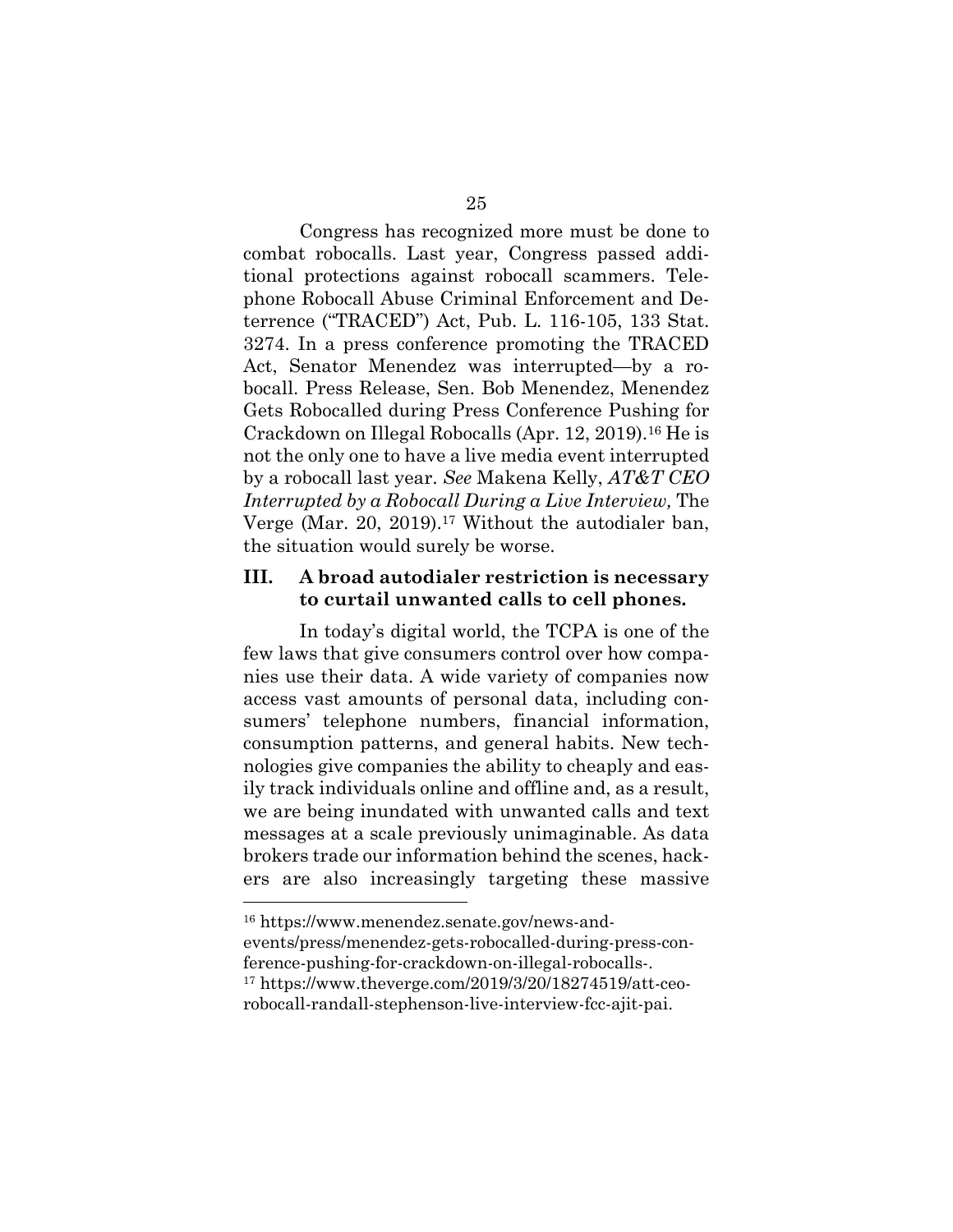Congress has recognized more must be done to combat robocalls. Last year, Congress passed additional protections against robocall scammers. Telephone Robocall Abuse Criminal Enforcement and Deterrence ("TRACED") Act, Pub. L. 116-105, 133 Stat. 3274. In a press conference promoting the TRACED Act, Senator Menendez was interrupted—by a robocall. Press Release, Sen. Bob Menendez, Menendez Gets Robocalled during Press Conference Pushing for Crackdown on Illegal Robocalls (Apr. 12, 2019).[16] He is not the only one to have a live media event interrupted by a robocall last year. *See* Makena Kelly, *AT&T CEO Interrupted by a Robocall During a Live Interview,* The Verge (Mar. 20, 2019).[17] Without the autodialer ban, the situation would surely be worse.

## III. A broad autodialer restriction is necessary to curtail unwanted calls to cell phones.

In today's digital world, the TCPA is one of the few laws that give consumers control over how companies use their data. A wide variety of companies now access vast amounts of personal data, including consumers' telephone numbers, financial information, consumption patterns, and general habits. New technologies give companies the ability to cheaply and easily track individuals online and offline and, as a result, we are being inundated with unwanted calls and text messages at a scale previously unimaginable. As data brokers trade our information behind the scenes, hackers are also increasingly targeting these massive

---

[16] https://www.menendez.senate.gov/news-and-events/press/menendez-gets-robocalled-during-press-conference-pushing-for-crackdown-on-illegal-robocalls-.

[17] https://www.theverge.com/2019/3/20/18274519/att-ceo-robocall-randall-stephenson-live-interview-fcc-ajit-pai.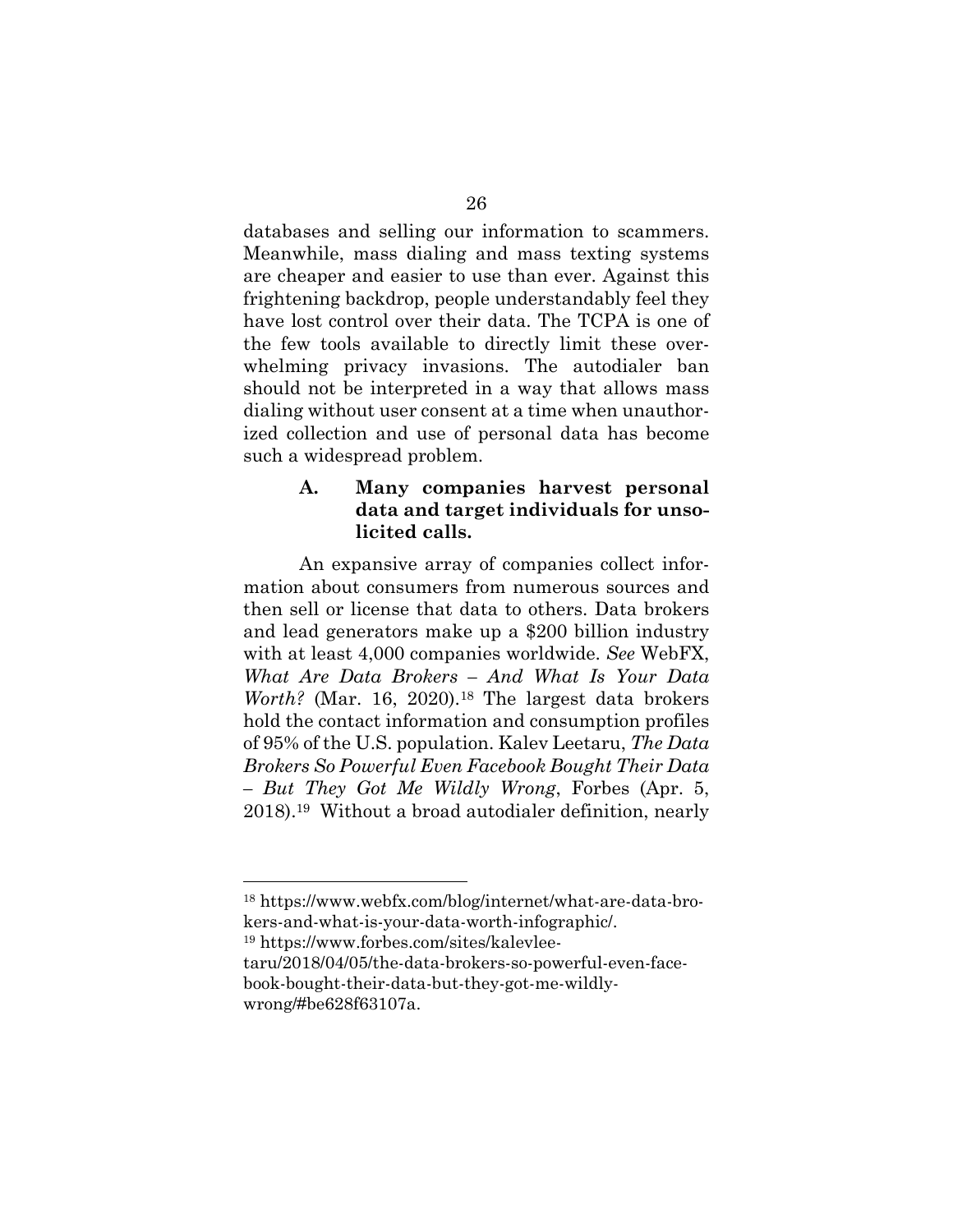databases and selling our information to scammers. Meanwhile, mass dialing and mass texting systems are cheaper and easier to use than ever. Against this frightening backdrop, people understandably feel they have lost control over their data. The TCPA is one of the few tools available to directly limit these overwhelming privacy invasions. The autodialer ban should not be interpreted in a way that allows mass dialing without user consent at a time when unauthorized collection and use of personal data has become such a widespread problem.

### A. Many companies harvest personal data and target individuals for unsolicited calls.

An expansive array of companies collect information about consumers from numerous sources and then sell or license that data to others. Data brokers and lead generators make up a $200 billion industry with at least 4,000 companies worldwide. *See* WebFX, *What Are Data Brokers – And What Is Your Data Worth?* (Mar. 16, 2020).[18] The largest data brokers hold the contact information and consumption profiles of 95% of the U.S. population. Kalev Leetaru, *The Data Brokers So Powerful Even Facebook Bought Their Data – But They Got Me Wildly Wrong*, Forbes (Apr. 5, 2018).[19] Without a broad autodialer definition, nearly

---

[18] https://www.webfx.com/blog/internet/what-are-data-brokers-and-what-is-your-data-worth-infographic/.

[19] https://www.forbes.com/sites/kalevleetaru/2018/04/05/the-data-brokers-so-powerful-even-facebook-bought-their-data-but-they-got-me-wildly-wrong/#be628f63107a.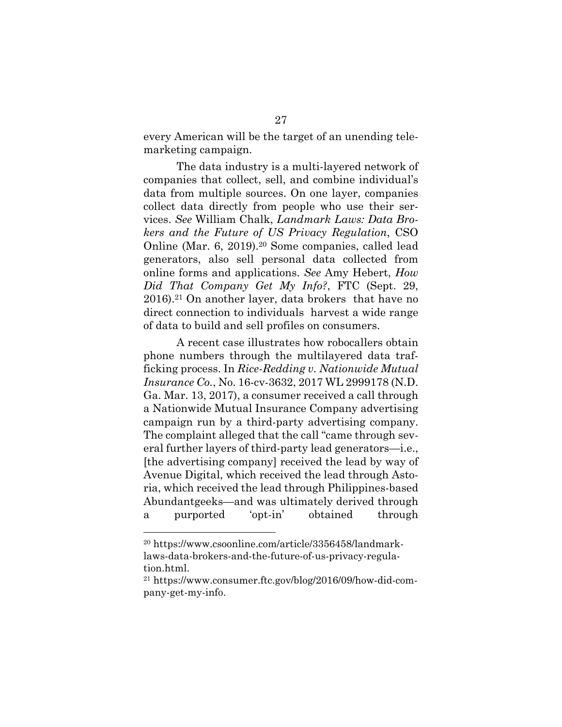every American will be the target of an unending telemarketing campaign.

The data industry is a multi-layered network of companies that collect, sell, and combine individual's data from multiple sources. On one layer, companies collect data directly from people who use their services. *See* William Chalk, *Landmark Laws: Data Brokers and the Future of US Privacy Regulation*, CSO Online (Mar. 6, 2019).[20] Some companies, called lead generators, also sell personal data collected from online forms and applications. *See* Amy Hebert, *How Did That Company Get My Info?*, FTC (Sept. 29, 2016).[21] On another layer, data brokers that have no direct connection to individuals harvest a wide range of data to build and sell profiles on consumers.

A recent case illustrates how robocallers obtain phone numbers through the multilayered data trafficking process. In *Rice-Redding v. Nationwide Mutual Insurance Co.*, No. 16-cv-3632, 2017 WL 2999178 (N.D. Ga. Mar. 13, 2017), a consumer received a call through a Nationwide Mutual Insurance Company advertising campaign run by a third-party advertising company. The complaint alleged that the call "came through several further layers of third-party lead generators—i.e., [the advertising company] received the lead by way of Avenue Digital, which received the lead through Astoria, which received the lead through Philippines-based Abundantgeeks—and was ultimately derived through a purported 'opt-in' obtained through

---

[20] https://www.csoonline.com/article/3356458/landmark-laws-data-brokers-and-the-future-of-us-privacy-regulation.html.

[21] https://www.consumer.ftc.gov/blog/2016/09/how-did-company-get-my-info.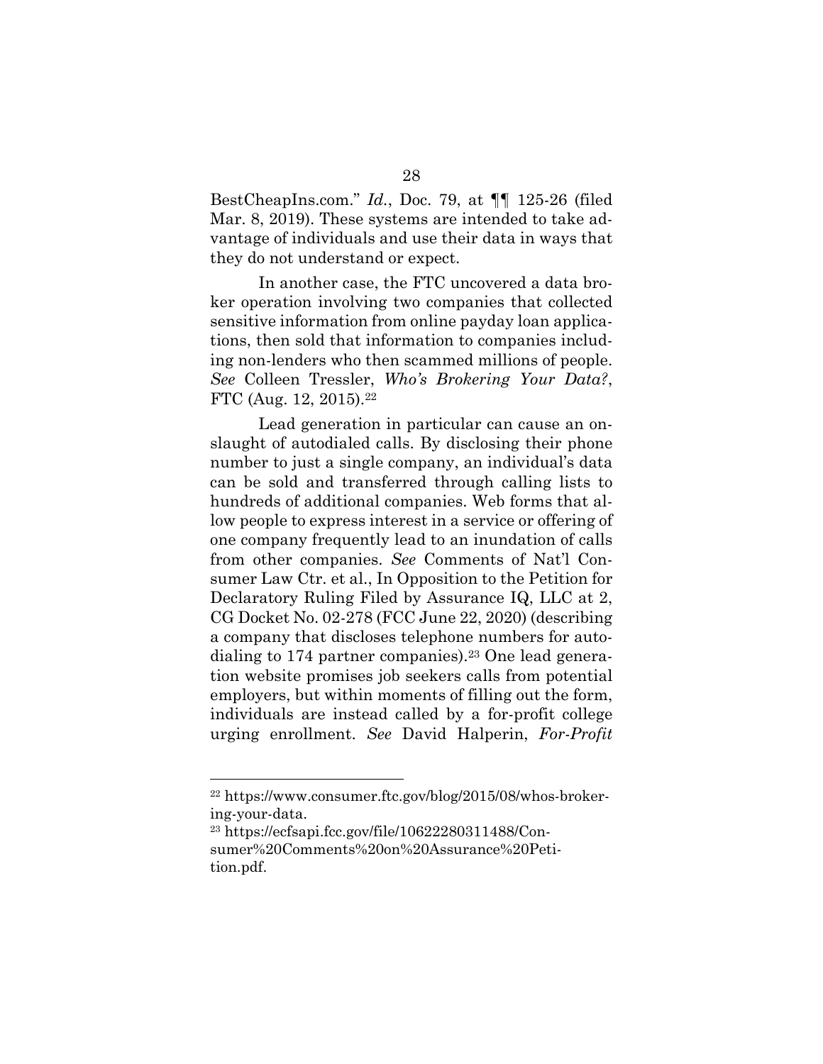BestCheapIns.com." *Id.*, Doc. 79, at ¶¶ 125-26 (filed Mar. 8, 2019). These systems are intended to take advantage of individuals and use their data in ways that they do not understand or expect.

In another case, the FTC uncovered a data broker operation involving two companies that collected sensitive information from online payday loan applications, then sold that information to companies including non-lenders who then scammed millions of people. *See* Colleen Tressler, *Who's Brokering Your Data?*, FTC (Aug. 12, 2015).[22]

Lead generation in particular can cause an onslaught of autodialed calls. By disclosing their phone number to just a single company, an individual's data can be sold and transferred through calling lists to hundreds of additional companies. Web forms that allow people to express interest in a service or offering of one company frequently lead to an inundation of calls from other companies. *See* Comments of Nat'l Consumer Law Ctr. et al., In Opposition to the Petition for Declaratory Ruling Filed by Assurance IQ, LLC at 2, CG Docket No. 02-278 (FCC June 22, 2020) (describing a company that discloses telephone numbers for autodialing to 174 partner companies).[23] One lead generation website promises job seekers calls from potential employers, but within moments of filling out the form, individuals are instead called by a for-profit college urging enrollment. *See* David Halperin, *For-Profit*

---

[22] https://www.consumer.ftc.gov/blog/2015/08/whos-brokering-your-data.

[23] https://ecfsapi.fcc.gov/file/10622280311488/Consumer%20Comments%20on%20Assurance%20Petition.pdf.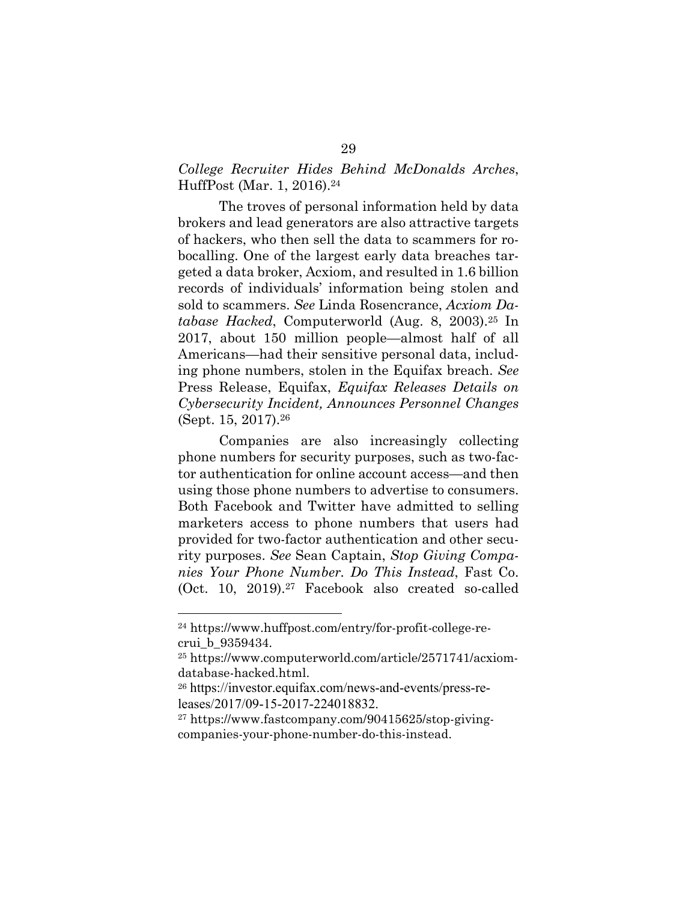*College Recruiter Hides Behind McDonalds Arches*, HuffPost (Mar. 1, 2016).[24]

The troves of personal information held by data brokers and lead generators are also attractive targets of hackers, who then sell the data to scammers for robocalling. One of the largest early data breaches targeted a data broker, Acxiom, and resulted in 1.6 billion records of individuals' information being stolen and sold to scammers. *See* Linda Rosencrance, *Acxiom Database Hacked*, Computerworld (Aug. 8, 2003).[25] In 2017, about 150 million people—almost half of all Americans—had their sensitive personal data, including phone numbers, stolen in the Equifax breach. *See* Press Release, Equifax, *Equifax Releases Details on Cybersecurity Incident, Announces Personnel Changes* (Sept. 15, 2017).[26]

Companies are also increasingly collecting phone numbers for security purposes, such as two-factor authentication for online account access—and then using those phone numbers to advertise to consumers. Both Facebook and Twitter have admitted to selling marketers access to phone numbers that users had provided for two-factor authentication and other security purposes. *See* Sean Captain, *Stop Giving Companies Your Phone Number. Do This Instead*, Fast Co. (Oct. 10, 2019).[27] Facebook also created so-called

---

[24] https://www.huffpost.com/entry/for-profit-college-recrui_b_9359434.

[25] https://www.computerworld.com/article/2571741/acxiom-database-hacked.html.

[26] https://investor.equifax.com/news-and-events/press-releases/2017/09-15-2017-224018832.

[27] https://www.fastcompany.com/90415625/stop-giving-companies-your-phone-number-do-this-instead.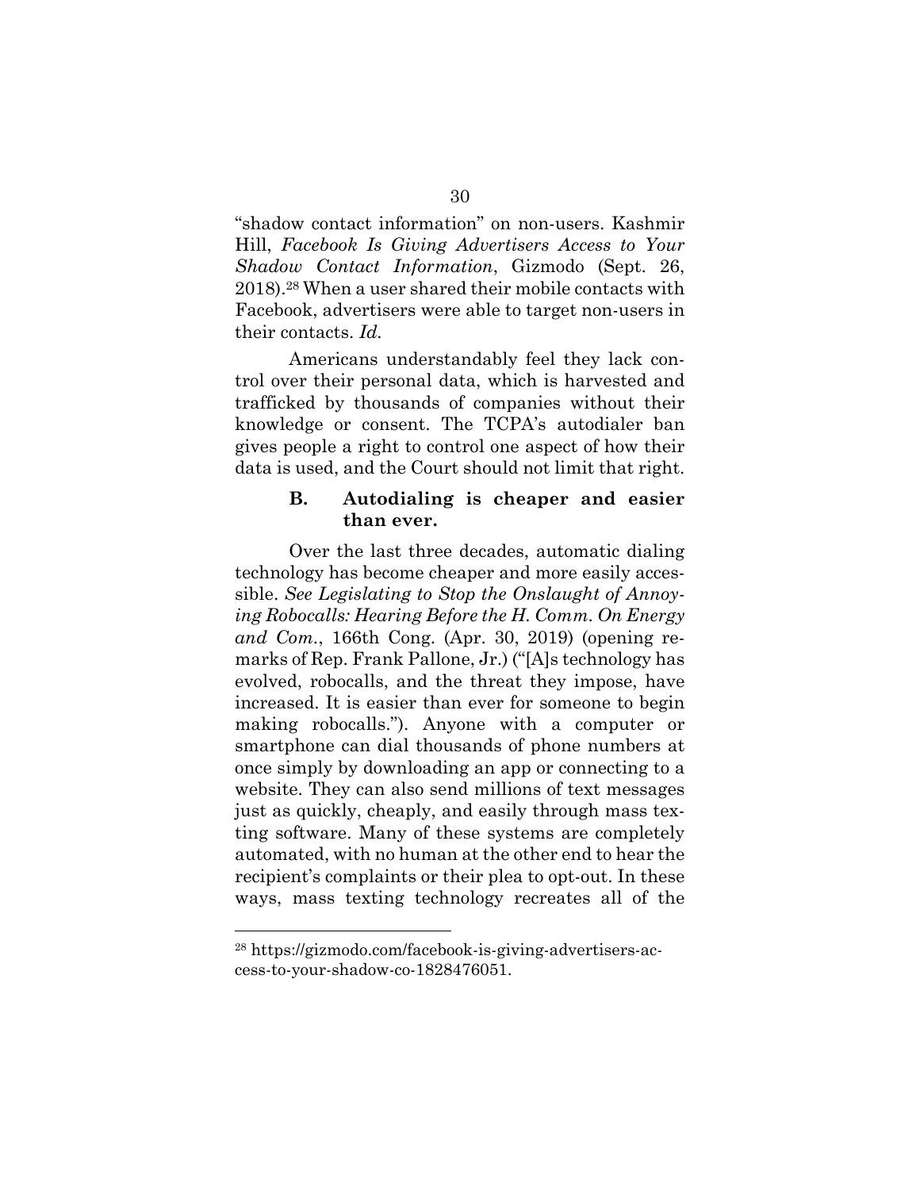"shadow contact information" on non-users. Kashmir Hill, *Facebook Is Giving Advertisers Access to Your Shadow Contact Information*, Gizmodo (Sept. 26, 2018).[28] When a user shared their mobile contacts with Facebook, advertisers were able to target non-users in their contacts. *Id.*

Americans understandably feel they lack control over their personal data, which is harvested and trafficked by thousands of companies without their knowledge or consent. The TCPA's autodialer ban gives people a right to control one aspect of how their data is used, and the Court should not limit that right.

### B. Autodialing is cheaper and easier than ever.

Over the last three decades, automatic dialing technology has become cheaper and more easily accessible. *See Legislating to Stop the Onslaught of Annoying Robocalls: Hearing Before the H. Comm. On Energy and Com.*, 166th Cong. (Apr. 30, 2019) (opening remarks of Rep. Frank Pallone, Jr.) ("[A]s technology has evolved, robocalls, and the threat they impose, have increased. It is easier than ever for someone to begin making robocalls."). Anyone with a computer or smartphone can dial thousands of phone numbers at once simply by downloading an app or connecting to a website. They can also send millions of text messages just as quickly, cheaply, and easily through mass texting software. Many of these systems are completely automated, with no human at the other end to hear the recipient's complaints or their plea to opt-out. In these ways, mass texting technology recreates all of the

---

[28] https://gizmodo.com/facebook-is-giving-advertisers-access-to-your-shadow-co-1828476051.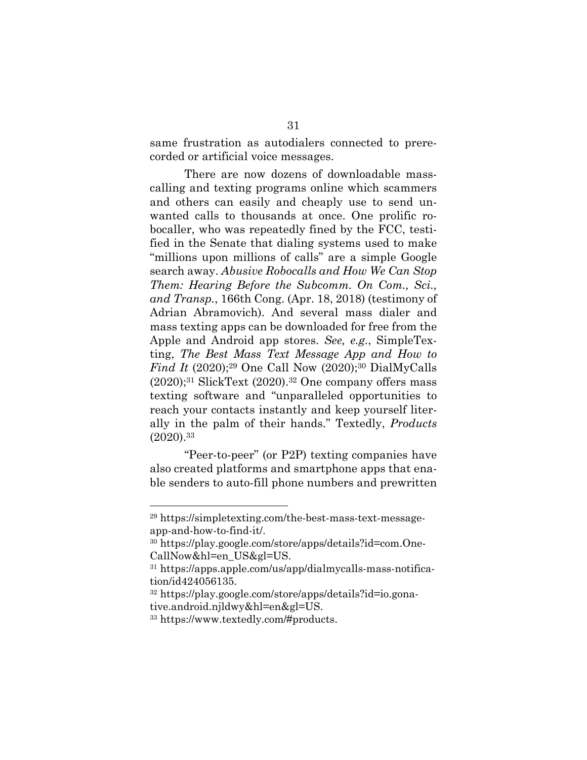same frustration as autodialers connected to prerecorded or artificial voice messages.

There are now dozens of downloadable mass-calling and texting programs online which scammers and others can easily and cheaply use to send unwanted calls to thousands at once. One prolific robocaller, who was repeatedly fined by the FCC, testified in the Senate that dialing systems used to make "millions upon millions of calls" are a simple Google search away. *Abusive Robocalls and How We Can Stop Them: Hearing Before the Subcomm. On Com., Sci., and Transp.*, 166th Cong. (Apr. 18, 2018) (testimony of Adrian Abramovich). And several mass dialer and mass texting apps can be downloaded for free from the Apple and Android app stores. *See, e.g.*, SimpleTexting, *The Best Mass Text Message App and How to Find It* (2020);[29] One Call Now (2020);[30] DialMyCalls (2020);[31] SlickText (2020).[32] One company offers mass texting software and "unparalleled opportunities to reach your contacts instantly and keep yourself literally in the palm of their hands." Textedly, *Products* (2020).[33]

"Peer-to-peer" (or P2P) texting companies have also created platforms and smartphone apps that enable senders to auto-fill phone numbers and prewritten

---

[29] https://simpletexting.com/the-best-mass-text-message-app-and-how-to-find-it/.

[30] https://play.google.com/store/apps/details?id=com.OneCallNow&hl=en_US&gl=US.

[31] https://apps.apple.com/us/app/dialmycalls-mass-notification/id424056135.

[32] https://play.google.com/store/apps/details?id=io.gonative.android.njldwy&hl=en&gl=US.

[33] https://www.textedly.com/#products.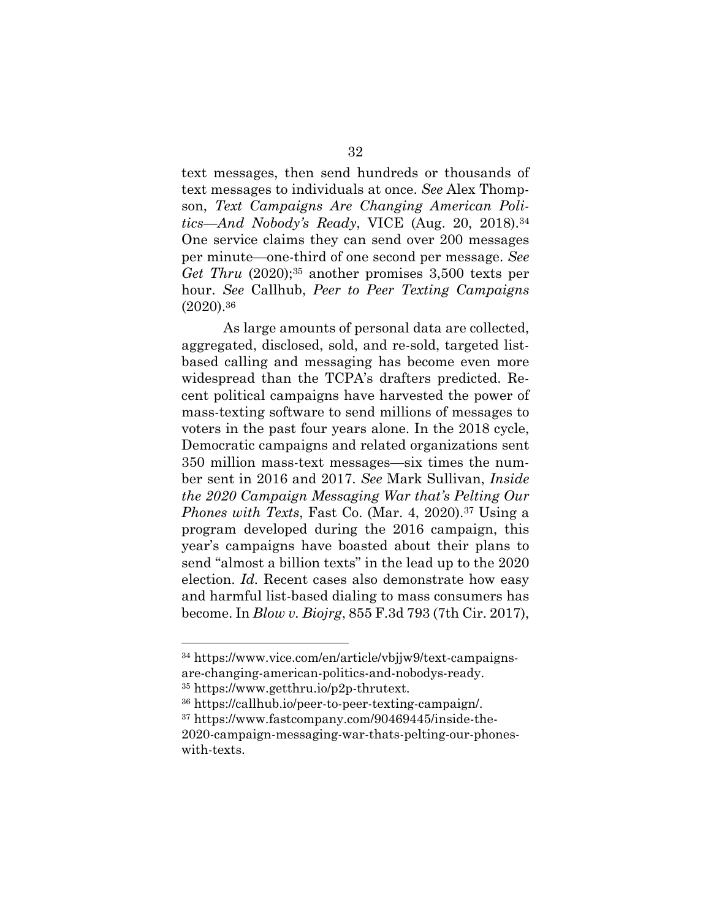text messages, then send hundreds or thousands of text messages to individuals at once. *See* Alex Thompson, *Text Campaigns Are Changing American Politics—And Nobody's Ready*, VICE (Aug. 20, 2018).[34] One service claims they can send over 200 messages per minute—one-third of one second per message. *See Get Thru* (2020);[35] another promises 3,500 texts per hour. *See* Callhub, *Peer to Peer Texting Campaigns* (2020).[36]

As large amounts of personal data are collected, aggregated, disclosed, sold, and re-sold, targeted list-based calling and messaging has become even more widespread than the TCPA's drafters predicted. Recent political campaigns have harvested the power of mass-texting software to send millions of messages to voters in the past four years alone. In the 2018 cycle, Democratic campaigns and related organizations sent 350 million mass-text messages—six times the number sent in 2016 and 2017. *See* Mark Sullivan, *Inside the 2020 Campaign Messaging War that's Pelting Our Phones with Texts*, Fast Co. (Mar. 4, 2020).[37] Using a program developed during the 2016 campaign, this year's campaigns have boasted about their plans to send "almost a billion texts" in the lead up to the 2020 election. *Id.* Recent cases also demonstrate how easy and harmful list-based dialing to mass consumers has become. In *Blow v. Biojrg*, 855 F.3d 793 (7th Cir. 2017),

---

[34] https://www.vice.com/en/article/vbjjw9/text-campaigns-are-changing-american-politics-and-nobodys-ready.

[35] https://www.getthru.io/p2p-thrutext.

[36] https://callhub.io/peer-to-peer-texting-campaign/.

[37] https://www.fastcompany.com/90469445/inside-the-2020-campaign-messaging-war-thats-pelting-our-phones-with-texts.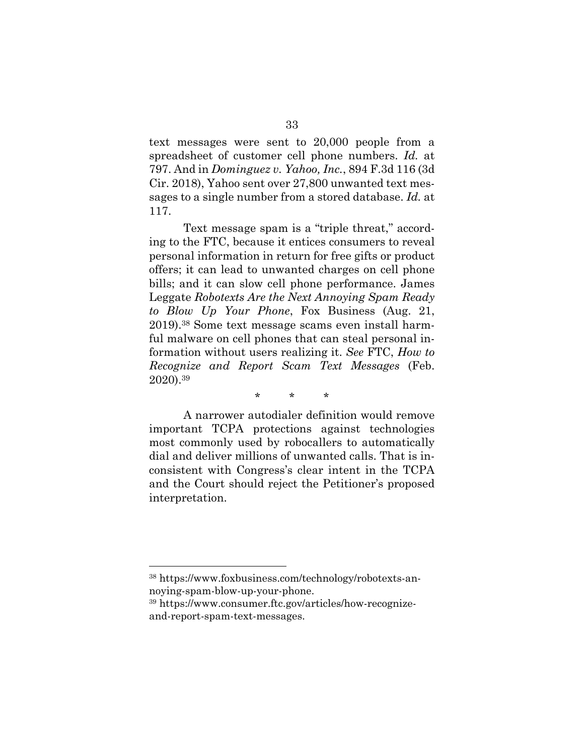text messages were sent to 20,000 people from a spreadsheet of customer cell phone numbers. *Id.* at 797. And in *Dominguez v. Yahoo, Inc.*, 894 F.3d 116 (3d Cir. 2018), Yahoo sent over 27,800 unwanted text messages to a single number from a stored database. *Id.* at 117.

Text message spam is a "triple threat," according to the FTC, because it entices consumers to reveal personal information in return for free gifts or product offers; it can lead to unwanted charges on cell phone bills; and it can slow cell phone performance. James Leggate *Robotexts Are the Next Annoying Spam Ready to Blow Up Your Phone*, Fox Business (Aug. 21, 2019).[38] Some text message scams even install harmful malware on cell phones that can steal personal information without users realizing it. *See* FTC, *How to Recognize and Report Scam Text Messages* (Feb. 2020).[39]

\* \* \*

A narrower autodialer definition would remove important TCPA protections against technologies most commonly used by robocallers to automatically dial and deliver millions of unwanted calls. That is inconsistent with Congress's clear intent in the TCPA and the Court should reject the Petitioner's proposed interpretation.

---

[38] https://www.foxbusiness.com/technology/robotexts-annoying-spam-blow-up-your-phone.

[39] https://www.consumer.ftc.gov/articles/how-recognize-and-report-spam-text-messages.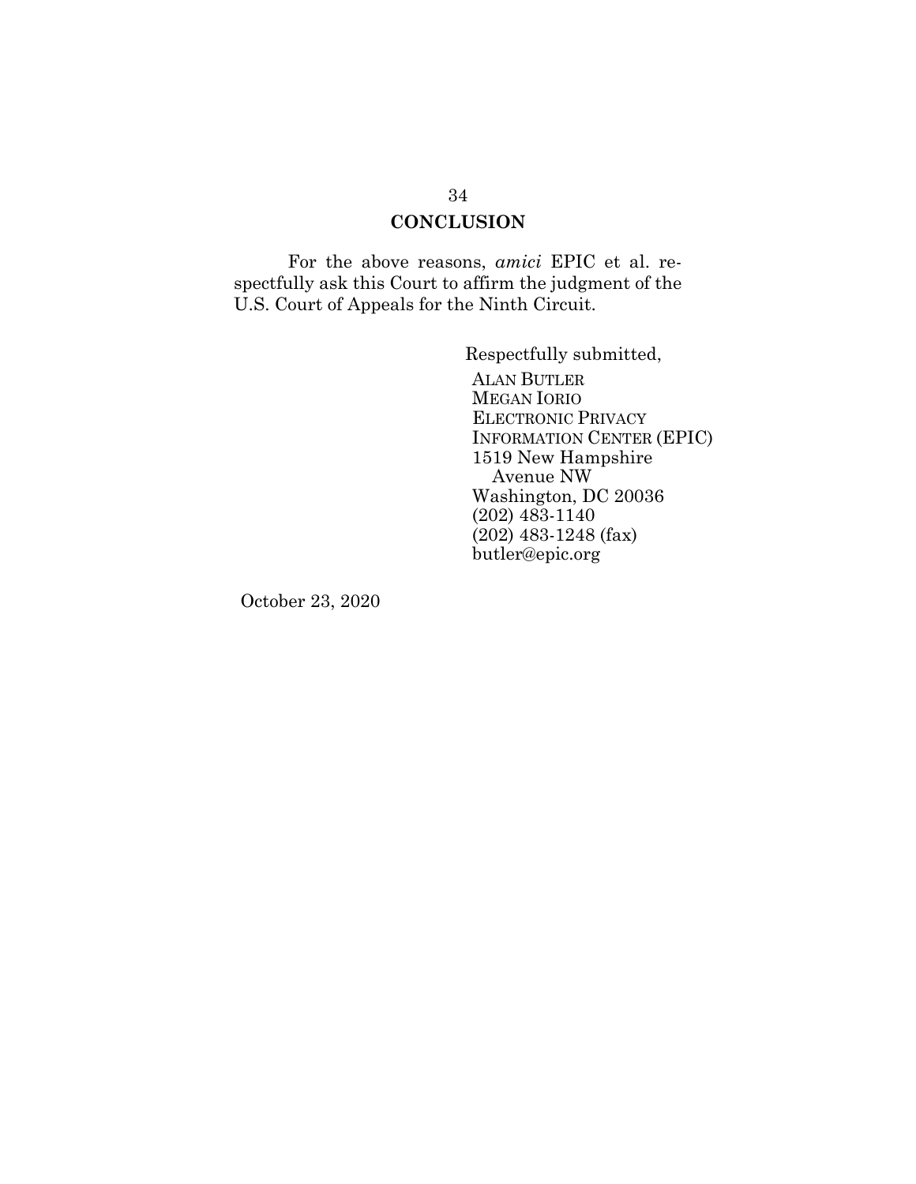## CONCLUSION

For the above reasons, *amici* EPIC et al. respectfully ask this Court to affirm the judgment of the U.S. Court of Appeals for the Ninth Circuit.

Respectfully submitted,

ALAN BUTLER
MEGAN IORIO
ELECTRONIC PRIVACY
INFORMATION CENTER (EPIC)
1519 New Hampshire
Avenue NW
Washington, DC 20036
(202) 483-1140
(202) 483-1248 (fax)
butler@epic.org

October 23, 2020